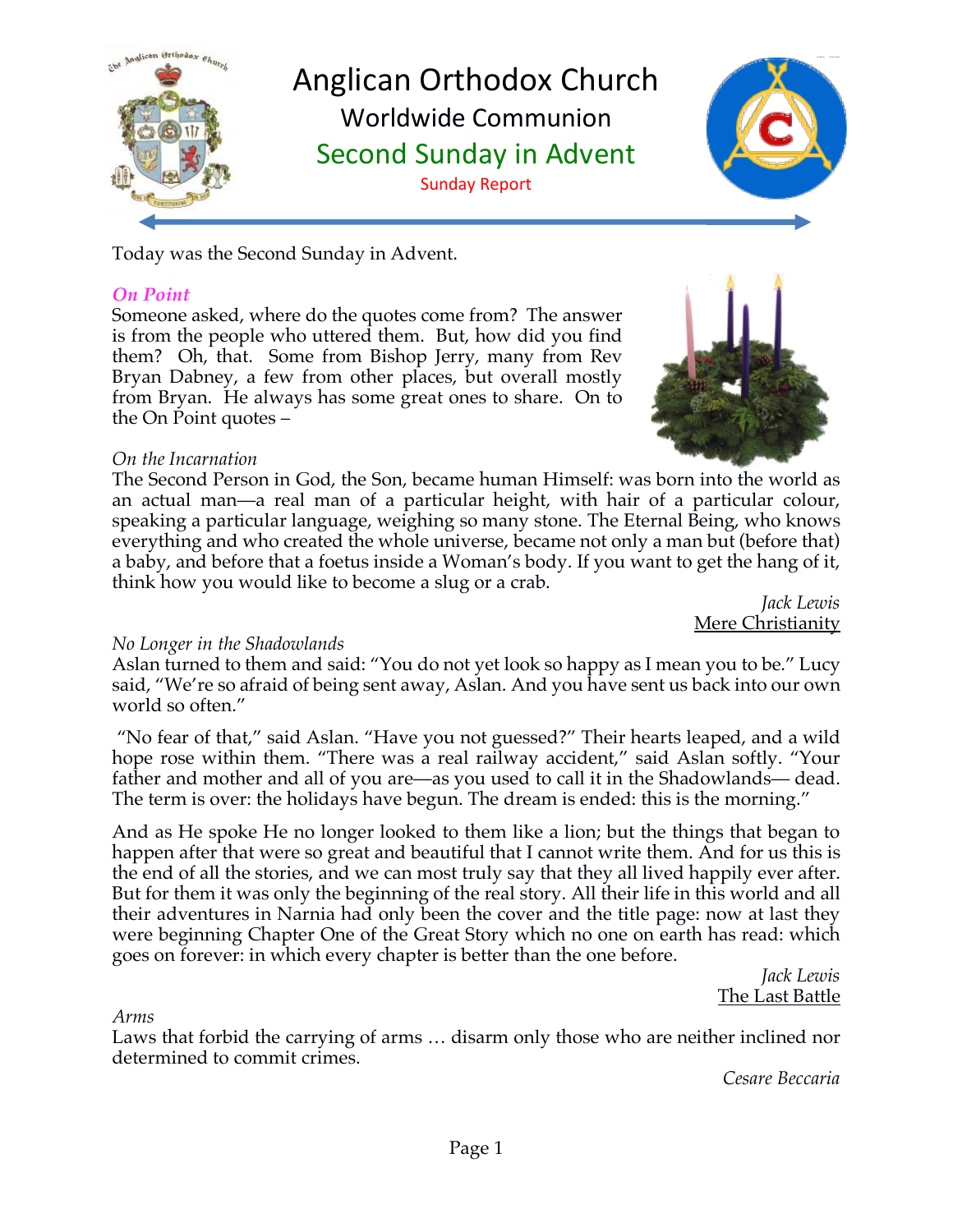# Anglican Orthodox Church

## Worldwide Communion

## Second Sunday in Advent

Sunday Report

Today was the Second Sunday in Advent.

### *On Point*

Someone asked, where do the quotes come from? The answer is from the people who uttered them. But, how did you find them? Oh, that. Some from Bishop Jerry, many from Rev Bryan Dabney, a few from other places, but overall mostly from Bryan. He always has some great ones to share. On to the On Point quotes –

*On the Incarnation*

The Second Person in God, the Son, became human Himself: was born into the world as an actual man—a real man of a particular height, with hair of a particular colour, speaking a particular language, weighing so many stone. The Eternal Being, who knows everything and who created the whole universe, became not only a man but (before that) a baby, and before that a foetus inside a Woman's body. If you want to get the hang of it, think how you would like to become a slug or a crab.

*Jack Lewis*
Mere Christianity

*No Longer in the Shadowlands*

Aslan turned to them and said: "You do not yet look so happy as I mean you to be." Lucy said, "We're so afraid of being sent away, Aslan. And you have sent us back into our own world so often."

"No fear of that," said Aslan. "Have you not guessed?" Their hearts leaped, and a wild hope rose within them. "There was a real railway accident," said Aslan softly. "Your father and mother and all of you are—as you used to call it in the Shadowlands— dead. The term is over: the holidays have begun. The dream is ended: this is the morning."

And as He spoke He no longer looked to them like a lion; but the things that began to happen after that were so great and beautiful that I cannot write them. And for us this is the end of all the stories, and we can most truly say that they all lived happily ever after. But for them it was only the beginning of the real story. All their life in this world and all their adventures in Narnia had only been the cover and the title page: now at last they were beginning Chapter One of the Great Story which no one on earth has read: which goes on forever: in which every chapter is better than the one before.

*Jack Lewis*
The Last Battle

*Arms*

Laws that forbid the carrying of arms … disarm only those who are neither inclined nor determined to commit crimes.

*Cesare Beccaria*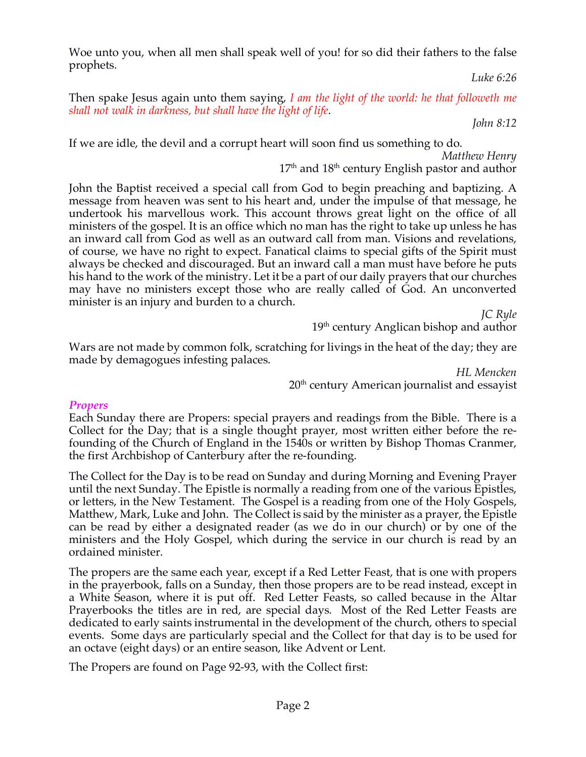Woe unto you, when all men shall speak well of you! for so did their fathers to the false prophets.

*Luke 6:26*

Then spake Jesus again unto them saying, *I am the light of the world: he that followeth me shall not walk in darkness, but shall have the light of life*.

*John 8:12*

If we are idle, the devil and a corrupt heart will soon find us something to do.

*Matthew Henry*
17th and 18th century English pastor and author

John the Baptist received a special call from God to begin preaching and baptizing. A message from heaven was sent to his heart and, under the impulse of that message, he undertook his marvellous work. This account throws great light on the office of all ministers of the gospel. It is an office which no man has the right to take up unless he has an inward call from God as well as an outward call from man. Visions and revelations, of course, we have no right to expect. Fanatical claims to special gifts of the Spirit must always be checked and discouraged. But an inward call a man must have before he puts his hand to the work of the ministry. Let it be a part of our daily prayers that our churches may have no ministers except those who are really called of God. An unconverted minister is an injury and burden to a church.

*JC Ryle*
19th century Anglican bishop and author

Wars are not made by common folk, scratching for livings in the heat of the day; they are made by demagogues infesting palaces.

*HL Mencken*
20th century American journalist and essayist

## *Propers*

Each Sunday there are Propers: special prayers and readings from the Bible. There is a Collect for the Day; that is a single thought prayer, most written either before the re-founding of the Church of England in the 1540s or written by Bishop Thomas Cranmer, the first Archbishop of Canterbury after the re-founding.

The Collect for the Day is to be read on Sunday and during Morning and Evening Prayer until the next Sunday. The Epistle is normally a reading from one of the various Epistles, or letters, in the New Testament. The Gospel is a reading from one of the Holy Gospels, Matthew, Mark, Luke and John. The Collect is said by the minister as a prayer, the Epistle can be read by either a designated reader (as we do in our church) or by one of the ministers and the Holy Gospel, which during the service in our church is read by an ordained minister.

The propers are the same each year, except if a Red Letter Feast, that is one with propers in the prayerbook, falls on a Sunday, then those propers are to be read instead, except in a White Season, where it is put off. Red Letter Feasts, so called because in the Altar Prayerbooks the titles are in red, are special days. Most of the Red Letter Feasts are dedicated to early saints instrumental in the development of the church, others to special events. Some days are particularly special and the Collect for that day is to be used for an octave (eight days) or an entire season, like Advent or Lent.

The Propers are found on Page 92-93, with the Collect first: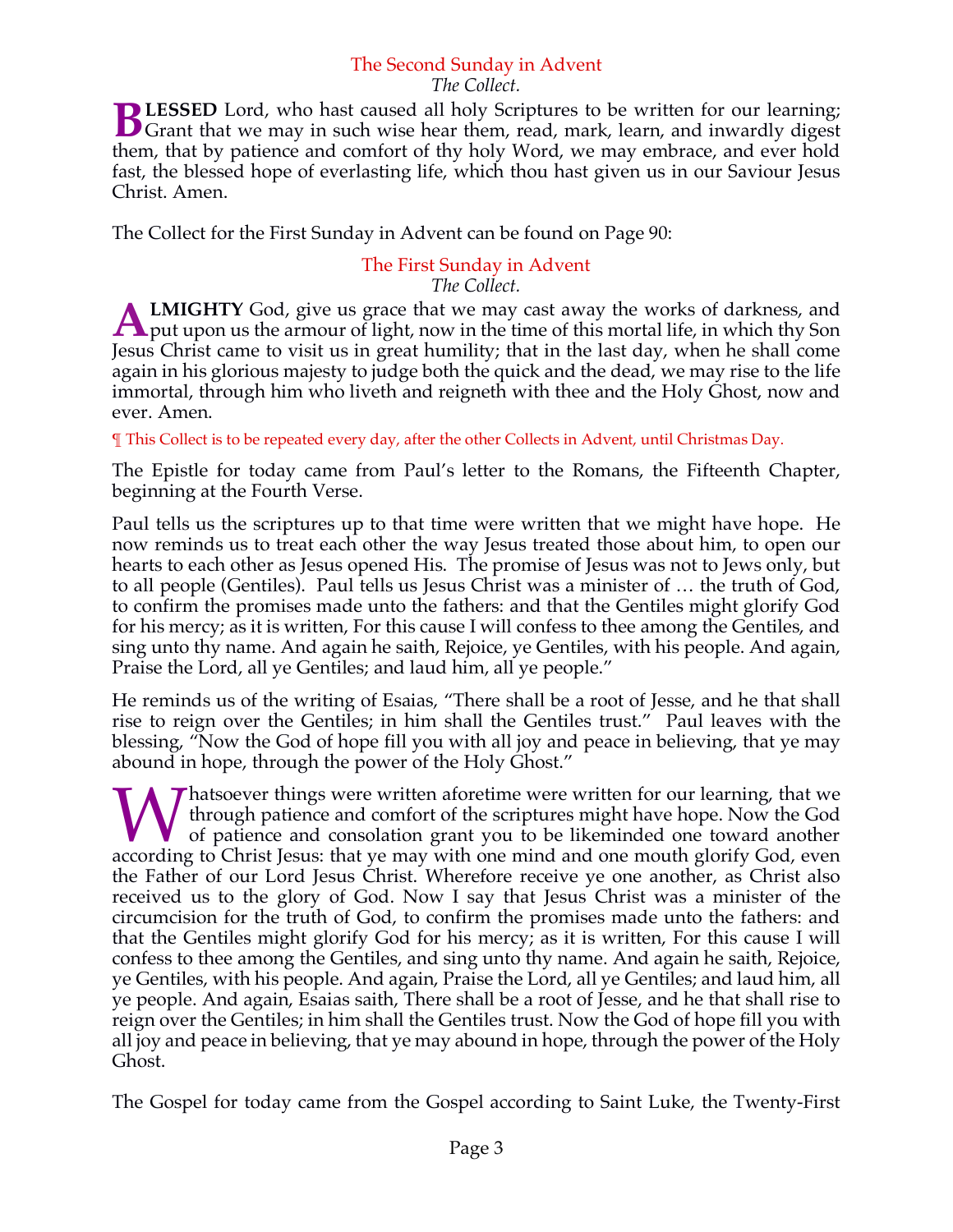## The Second Sunday in Advent

*The Collect.*

**BLESSED** Lord, who hast caused all holy Scriptures to be written for our learning; Grant that we may in such wise hear them, read, mark, learn, and inwardly digest them, that by patience and comfort of thy holy Word, we may embrace, and ever hold fast, the blessed hope of everlasting life, which thou hast given us in our Saviour Jesus Christ. Amen.

The Collect for the First Sunday in Advent can be found on Page 90:

## The First Sunday in Advent

*The Collect.*

**ALMIGHTY** God, give us grace that we may cast away the works of darkness, and put upon us the armour of light, now in the time of this mortal life, in which thy Son Jesus Christ came to visit us in great humility; that in the last day, when he shall come again in his glorious majesty to judge both the quick and the dead, we may rise to the life immortal, through him who liveth and reigneth with thee and the Holy Ghost, now and ever. Amen.

¶ This Collect is to be repeated every day, after the other Collects in Advent, until Christmas Day.

The Epistle for today came from Paul's letter to the Romans, the Fifteenth Chapter, beginning at the Fourth Verse.

Paul tells us the scriptures up to that time were written that we might have hope. He now reminds us to treat each other the way Jesus treated those about him, to open our hearts to each other as Jesus opened His. The promise of Jesus was not to Jews only, but to all people (Gentiles). Paul tells us Jesus Christ was a minister of … the truth of God, to confirm the promises made unto the fathers: and that the Gentiles might glorify God for his mercy; as it is written, For this cause I will confess to thee among the Gentiles, and sing unto thy name. And again he saith, Rejoice, ye Gentiles, with his people. And again, Praise the Lord, all ye Gentiles; and laud him, all ye people."

He reminds us of the writing of Esaias, "There shall be a root of Jesse, and he that shall rise to reign over the Gentiles; in him shall the Gentiles trust." Paul leaves with the blessing, "Now the God of hope fill you with all joy and peace in believing, that ye may abound in hope, through the power of the Holy Ghost."

Whatsoever things were written aforetime were written for our learning, that we through patience and comfort of the scriptures might have hope. Now the God of patience and consolation grant you to be likeminded one toward another according to Christ Jesus: that ye may with one mind and one mouth glorify God, even the Father of our Lord Jesus Christ. Wherefore receive ye one another, as Christ also received us to the glory of God. Now I say that Jesus Christ was a minister of the circumcision for the truth of God, to confirm the promises made unto the fathers: and that the Gentiles might glorify God for his mercy; as it is written, For this cause I will confess to thee among the Gentiles, and sing unto thy name. And again he saith, Rejoice, ye Gentiles, with his people. And again, Praise the Lord, all ye Gentiles; and laud him, all ye people. And again, Esaias saith, There shall be a root of Jesse, and he that shall rise to reign over the Gentiles; in him shall the Gentiles trust. Now the God of hope fill you with all joy and peace in believing, that ye may abound in hope, through the power of the Holy Ghost.

The Gospel for today came from the Gospel according to Saint Luke, the Twenty-First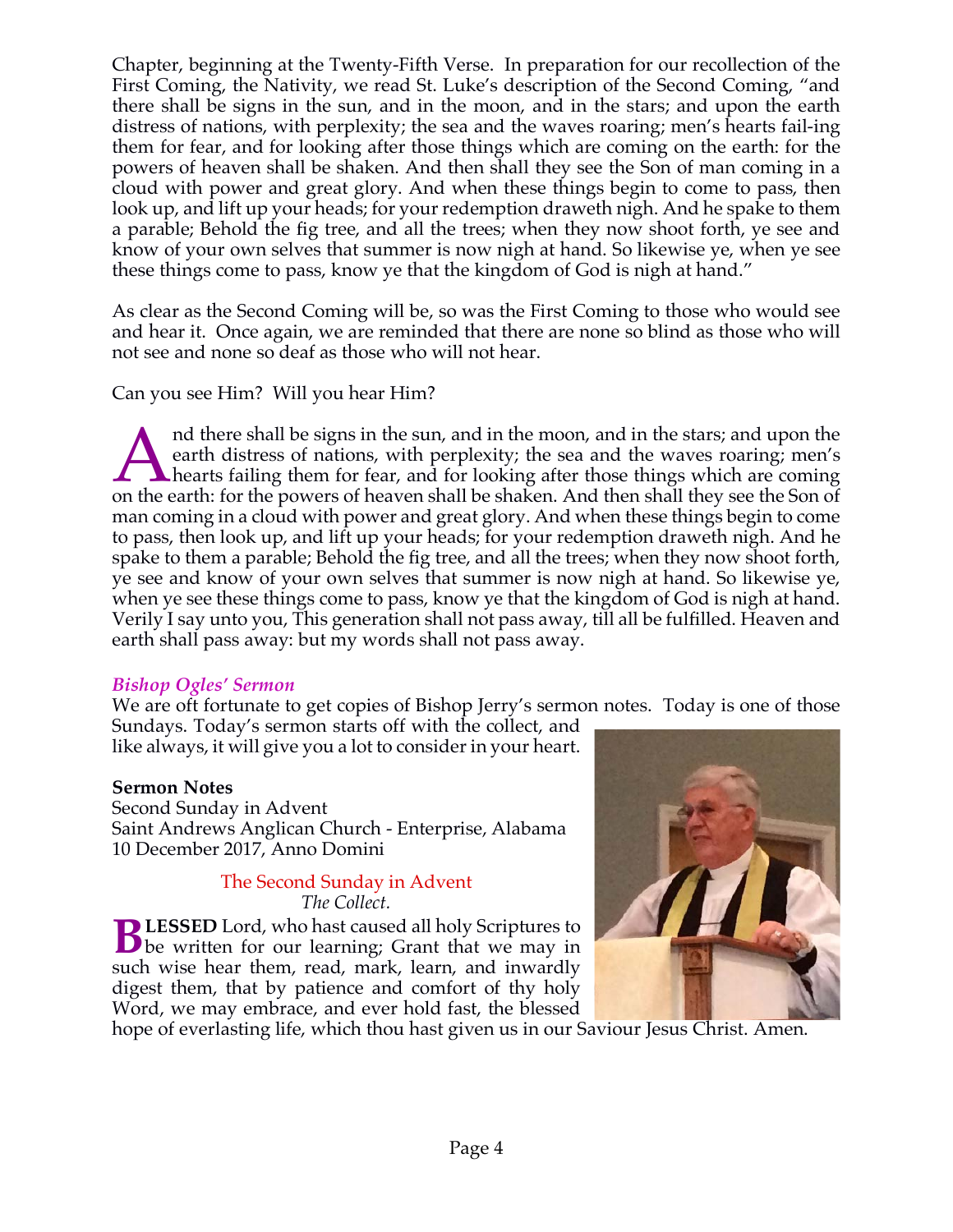Chapter, beginning at the Twenty-Fifth Verse. In preparation for our recollection of the First Coming, the Nativity, we read St. Luke's description of the Second Coming, "and there shall be signs in the sun, and in the moon, and in the stars; and upon the earth distress of nations, with perplexity; the sea and the waves roaring; men's hearts fail-ing them for fear, and for looking after those things which are coming on the earth: for the powers of heaven shall be shaken. And then shall they see the Son of man coming in a cloud with power and great glory. And when these things begin to come to pass, then look up, and lift up your heads; for your redemption draweth nigh. And he spake to them a parable; Behold the fig tree, and all the trees; when they now shoot forth, ye see and know of your own selves that summer is now nigh at hand. So likewise ye, when ye see these things come to pass, know ye that the kingdom of God is nigh at hand."

As clear as the Second Coming will be, so was the First Coming to those who would see and hear it. Once again, we are reminded that there are none so blind as those who will not see and none so deaf as those who will not hear.

Can you see Him? Will you hear Him?

And there shall be signs in the sun, and in the moon, and in the stars; and upon the earth distress of nations, with perplexity; the sea and the waves roaring; men's hearts failing them for fear, and for looking after those things which are coming on the earth: for the powers of heaven shall be shaken. And then shall they see the Son of man coming in a cloud with power and great glory. And when these things begin to come to pass, then look up, and lift up your heads; for your redemption draweth nigh. And he spake to them a parable; Behold the fig tree, and all the trees; when they now shoot forth, ye see and know of your own selves that summer is now nigh at hand. So likewise ye, when ye see these things come to pass, know ye that the kingdom of God is nigh at hand. Verily I say unto you, This generation shall not pass away, till all be fulfilled. Heaven and earth shall pass away: but my words shall not pass away.

### *Bishop Ogles' Sermon*

We are oft fortunate to get copies of Bishop Jerry's sermon notes. Today is one of those Sundays. Today's sermon starts off with the collect, and like always, it will give you a lot to consider in your heart.

**Sermon Notes**
Second Sunday in Advent
Saint Andrews Anglican Church - Enterprise, Alabama
10 December 2017, Anno Domini

The Second Sunday in Advent
*The Collect.*

**BLESSED** Lord, who hast caused all holy Scriptures to be written for our learning; Grant that we may in such wise hear them, read, mark, learn, and inwardly digest them, that by patience and comfort of thy holy Word, we may embrace, and ever hold fast, the blessed hope of everlasting life, which thou hast given us in our Saviour Jesus Christ. Amen.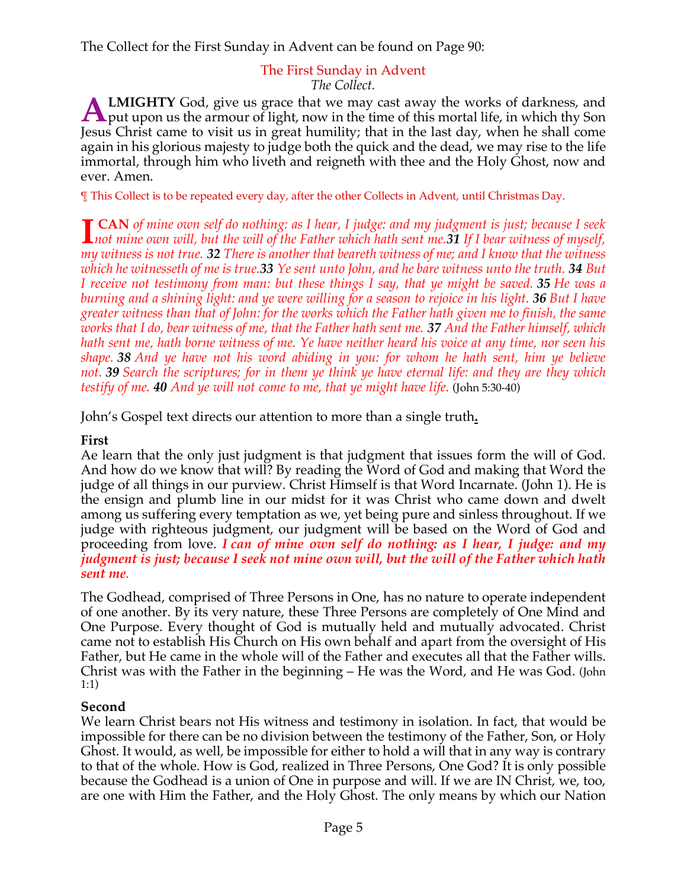The Collect for the First Sunday in Advent can be found on Page 90:

## The First Sunday in Advent

*The Collect.*

**ALMIGHTY** God, give us grace that we may cast away the works of darkness, and put upon us the armour of light, now in the time of this mortal life, in which thy Son Jesus Christ came to visit us in great humility; that in the last day, when he shall come again in his glorious majesty to judge both the quick and the dead, we may rise to the life immortal, through him who liveth and reigneth with thee and the Holy Ghost, now and ever. Amen.

¶ This Collect is to be repeated every day, after the other Collects in Advent, until Christmas Day.

**I CAN** *of mine own self do nothing: as I hear, I judge: and my judgment is just; because I seek not mine own will, but the will of the Father which hath sent me.* ***31*** *If I bear witness of myself, my witness is not true.* ***32*** *There is another that beareth witness of me; and I know that the witness which he witnesseth of me is true.* ***33*** *Ye sent unto John, and he bare witness unto the truth.* ***34*** *But I receive not testimony from man: but these things I say, that ye might be saved.* ***35*** *He was a burning and a shining light: and ye were willing for a season to rejoice in his light.* ***36*** *But I have greater witness than that of John: for the works which the Father hath given me to finish, the same works that I do, bear witness of me, that the Father hath sent me.* ***37*** *And the Father himself, which hath sent me, hath borne witness of me. Ye have neither heard his voice at any time, nor seen his shape.* ***38*** *And ye have not his word abiding in you: for whom he hath sent, him ye believe not.* ***39*** *Search the scriptures; for in them ye think ye have eternal life: and they are they which testify of me.* ***40*** *And ye will not come to me, that ye might have life.* (John 5:30-40)

John's Gospel text directs our attention to more than a single truth**.**

**First**

Ae learn that the only just judgment is that judgment that issues form the will of God. And how do we know that will? By reading the Word of God and making that Word the judge of all things in our purview. Christ Himself is that Word Incarnate. (John 1). He is the ensign and plumb line in our midst for it was Christ who came down and dwelt among us suffering every temptation as we, yet being pure and sinless throughout. If we judge with righteous judgment, our judgment will be based on the Word of God and proceeding from love. ***I can of mine own self do nothing: as I hear, I judge: and my judgment is just; because I seek not mine own will, but the will of the Father which hath sent me.***

The Godhead, comprised of Three Persons in One, has no nature to operate independent of one another. By its very nature, these Three Persons are completely of One Mind and One Purpose. Every thought of God is mutually held and mutually advocated. Christ came not to establish His Church on His own behalf and apart from the oversight of His Father, but He came in the whole will of the Father and executes all that the Father wills. Christ was with the Father in the beginning – He was the Word, and He was God. (John 1:1)

**Second**

We learn Christ bears not His witness and testimony in isolation. In fact, that would be impossible for there can be no division between the testimony of the Father, Son, or Holy Ghost. It would, as well, be impossible for either to hold a will that in any way is contrary to that of the whole. How is God, realized in Three Persons, One God? It is only possible because the Godhead is a union of One in purpose and will. If we are IN Christ, we, too, are one with Him the Father, and the Holy Ghost. The only means by which our Nation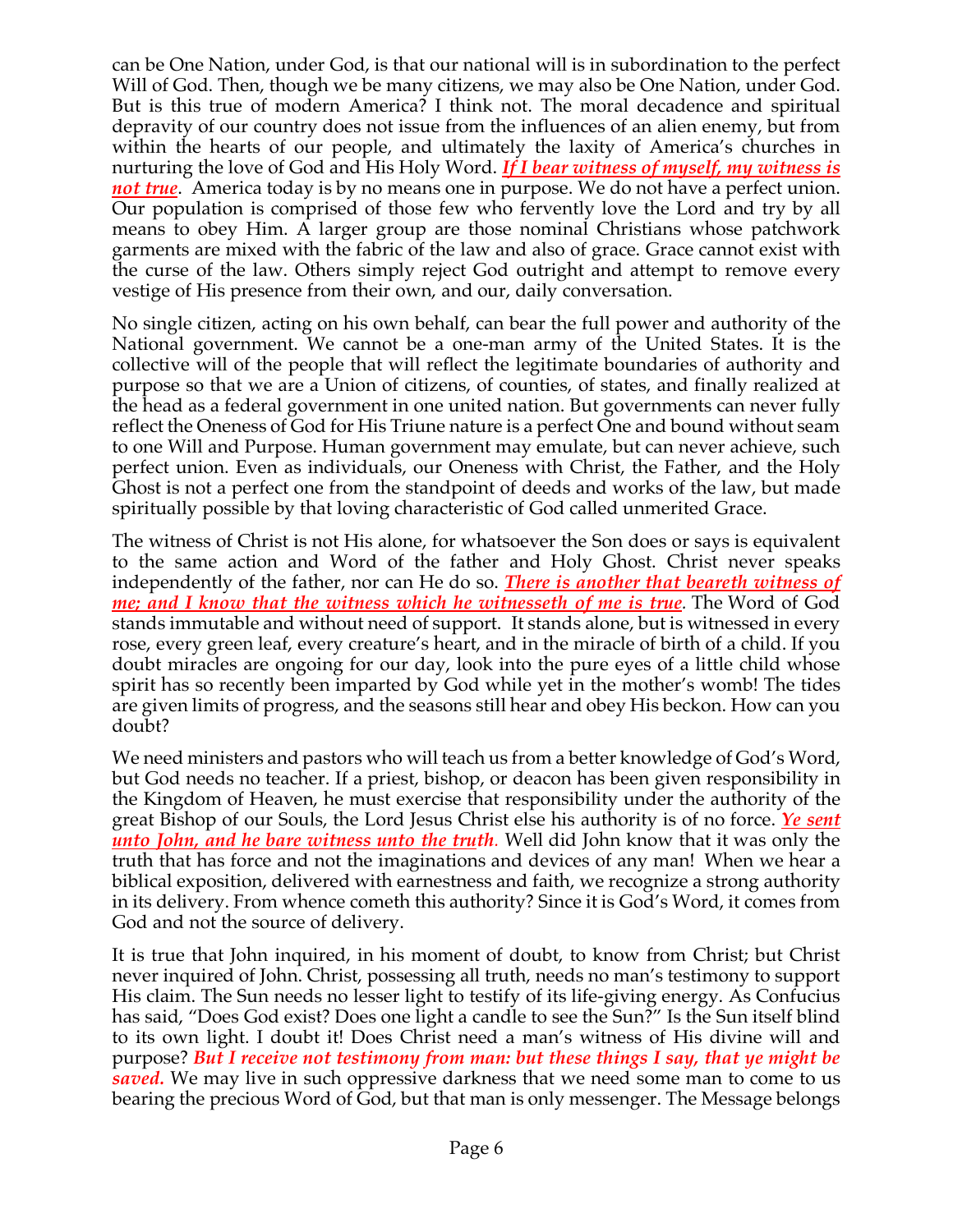can be One Nation, under God, is that our national will is in subordination to the perfect Will of God. Then, though we be many citizens, we may also be One Nation, under God. But is this true of modern America? I think not. The moral decadence and spiritual depravity of our country does not issue from the influences of an alien enemy, but from within the hearts of our people, and ultimately the laxity of America's churches in nurturing the love of God and His Holy Word. ***If I bear witness of myself, my witness is not true***. America today is by no means one in purpose. We do not have a perfect union. Our population is comprised of those few who fervently love the Lord and try by all means to obey Him. A larger group are those nominal Christians whose patchwork garments are mixed with the fabric of the law and also of grace. Grace cannot exist with the curse of the law. Others simply reject God outright and attempt to remove every vestige of His presence from their own, and our, daily conversation.

No single citizen, acting on his own behalf, can bear the full power and authority of the National government. We cannot be a one-man army of the United States. It is the collective will of the people that will reflect the legitimate boundaries of authority and purpose so that we are a Union of citizens, of counties, of states, and finally realized at the head as a federal government in one united nation. But governments can never fully reflect the Oneness of God for His Triune nature is a perfect One and bound without seam to one Will and Purpose. Human government may emulate, but can never achieve, such perfect union. Even as individuals, our Oneness with Christ, the Father, and the Holy Ghost is not a perfect one from the standpoint of deeds and works of the law, but made spiritually possible by that loving characteristic of God called unmerited Grace.

The witness of Christ is not His alone, for whatsoever the Son does or says is equivalent to the same action and Word of the father and Holy Ghost. Christ never speaks independently of the father, nor can He do so. ***There is another that beareth witness of me; and I know that the witness which he witnesseth of me is true***. The Word of God stands immutable and without need of support. It stands alone, but is witnessed in every rose, every green leaf, every creature's heart, and in the miracle of birth of a child. If you doubt miracles are ongoing for our day, look into the pure eyes of a little child whose spirit has so recently been imparted by God while yet in the mother's womb! The tides are given limits of progress, and the seasons still hear and obey His beckon. How can you doubt?

We need ministers and pastors who will teach us from a better knowledge of God's Word, but God needs no teacher. If a priest, bishop, or deacon has been given responsibility in the Kingdom of Heaven, he must exercise that responsibility under the authority of the great Bishop of our Souls, the Lord Jesus Christ else his authority is of no force. ***Ye sent unto John, and he bare witness unto the truth***. Well did John know that it was only the truth that has force and not the imaginations and devices of any man! When we hear a biblical exposition, delivered with earnestness and faith, we recognize a strong authority in its delivery. From whence cometh this authority? Since it is God's Word, it comes from God and not the source of delivery.

It is true that John inquired, in his moment of doubt, to know from Christ; but Christ never inquired of John. Christ, possessing all truth, needs no man's testimony to support His claim. The Sun needs no lesser light to testify of its life-giving energy. As Confucius has said, "Does God exist? Does one light a candle to see the Sun?" Is the Sun itself blind to its own light. I doubt it! Does Christ need a man's witness of His divine will and purpose? ***But I receive not testimony from man: but these things I say, that ye might be saved.*** We may live in such oppressive darkness that we need some man to come to us bearing the precious Word of God, but that man is only messenger. The Message belongs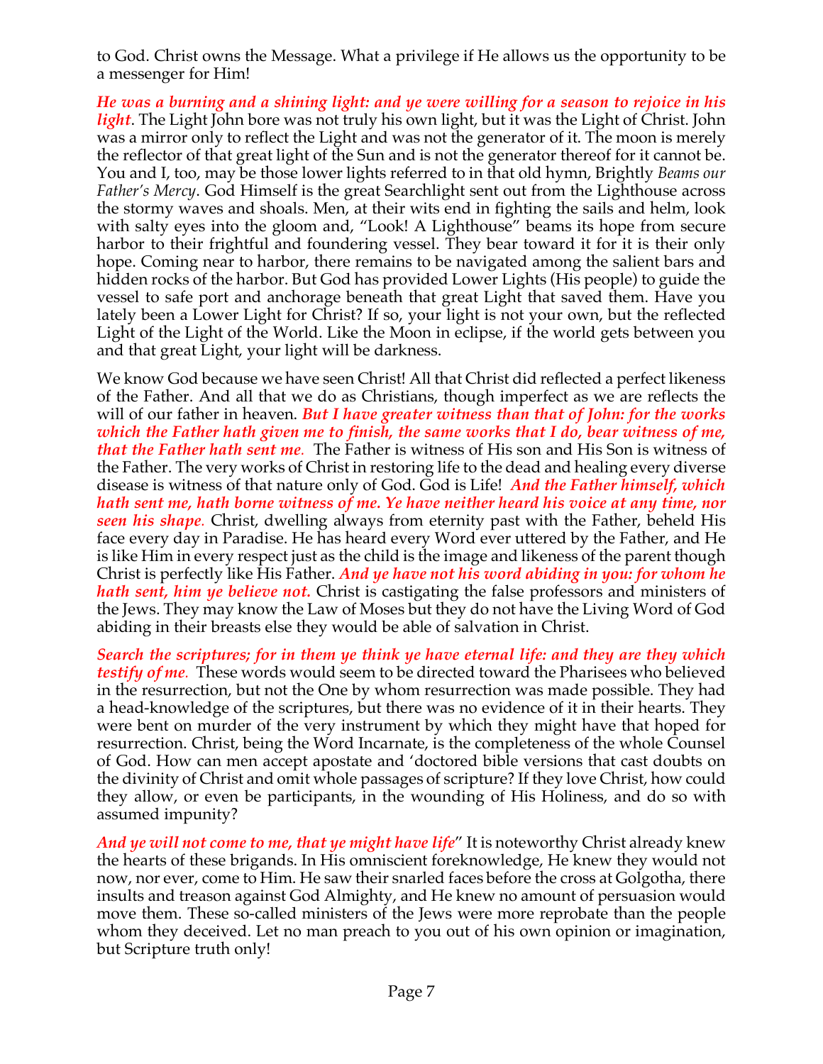to God. Christ owns the Message. What a privilege if He allows us the opportunity to be a messenger for Him!

***He was a burning and a shining light: and ye were willing for a season to rejoice in his light***. The Light John bore was not truly his own light, but it was the Light of Christ. John was a mirror only to reflect the Light and was not the generator of it. The moon is merely the reflector of that great light of the Sun and is not the generator thereof for it cannot be. You and I, too, may be those lower lights referred to in that old hymn, Brightly *Beams our Father's Mercy*. God Himself is the great Searchlight sent out from the Lighthouse across the stormy waves and shoals. Men, at their wits end in fighting the sails and helm, look with salty eyes into the gloom and, "Look! A Lighthouse" beams its hope from secure harbor to their frightful and foundering vessel. They bear toward it for it is their only hope. Coming near to harbor, there remains to be navigated among the salient bars and hidden rocks of the harbor. But God has provided Lower Lights (His people) to guide the vessel to safe port and anchorage beneath that great Light that saved them. Have you lately been a Lower Light for Christ? If so, your light is not your own, but the reflected Light of the Light of the World. Like the Moon in eclipse, if the world gets between you and that great Light, your light will be darkness.

We know God because we have seen Christ! All that Christ did reflected a perfect likeness of the Father. And all that we do as Christians, though imperfect as we are reflects the will of our father in heaven. ***But I have greater witness than that of John: for the works which the Father hath given me to finish, the same works that I do, bear witness of me, that the Father hath sent me.*** The Father is witness of His son and His Son is witness of the Father. The very works of Christ in restoring life to the dead and healing every diverse disease is witness of that nature only of God. God is Life! ***And the Father himself, which hath sent me, hath borne witness of me. Ye have neither heard his voice at any time, nor seen his shape.*** Christ, dwelling always from eternity past with the Father, beheld His face every day in Paradise. He has heard every Word ever uttered by the Father, and He is like Him in every respect just as the child is the image and likeness of the parent though Christ is perfectly like His Father. ***And ye have not his word abiding in you: for whom he hath sent, him ye believe not.*** Christ is castigating the false professors and ministers of the Jews. They may know the Law of Moses but they do not have the Living Word of God abiding in their breasts else they would be able of salvation in Christ.

***Search the scriptures; for in them ye think ye have eternal life: and they are they which testify of me.*** These words would seem to be directed toward the Pharisees who believed in the resurrection, but not the One by whom resurrection was made possible. They had a head-knowledge of the scriptures, but there was no evidence of it in their hearts. They were bent on murder of the very instrument by which they might have that hoped for resurrection. Christ, being the Word Incarnate, is the completeness of the whole Counsel of God. How can men accept apostate and 'doctored bible versions that cast doubts on the divinity of Christ and omit whole passages of scripture? If they love Christ, how could they allow, or even be participants, in the wounding of His Holiness, and do so with assumed impunity?

***And ye will not come to me, that ye might have life***" It is noteworthy Christ already knew the hearts of these brigands. In His omniscient foreknowledge, He knew they would not now, nor ever, come to Him. He saw their snarled faces before the cross at Golgotha, there insults and treason against God Almighty, and He knew no amount of persuasion would move them. These so-called ministers of the Jews were more reprobate than the people whom they deceived. Let no man preach to you out of his own opinion or imagination, but Scripture truth only!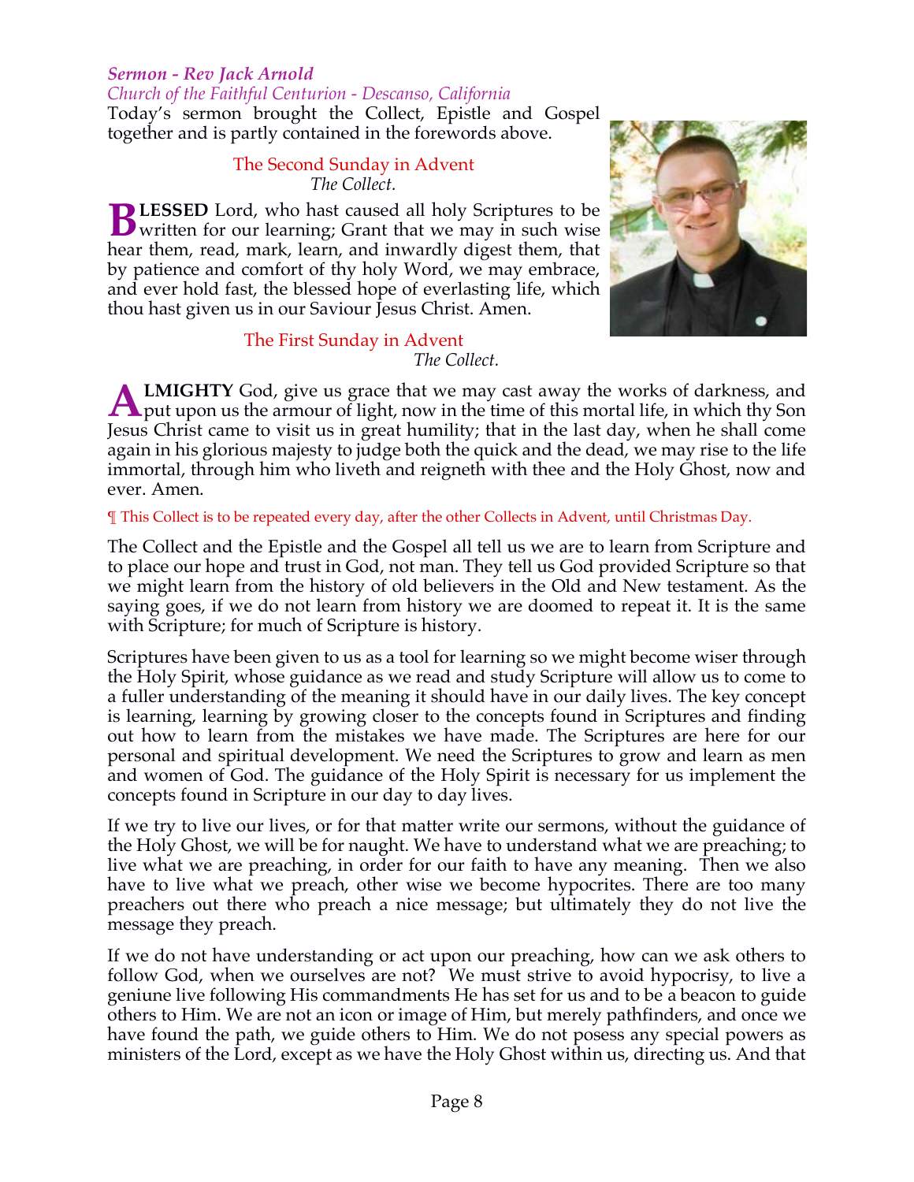***Sermon - Rev Jack Arnold***

*Church of the Faithful Centurion - Descanso, California*

Today's sermon brought the Collect, Epistle and Gospel together and is partly contained in the forewords above.

### The Second Sunday in Advent

*The Collect.*

**BLESSED** Lord, who hast caused all holy Scriptures to be written for our learning; Grant that we may in such wise hear them, read, mark, learn, and inwardly digest them, that by patience and comfort of thy holy Word, we may embrace, and ever hold fast, the blessed hope of everlasting life, which thou hast given us in our Saviour Jesus Christ. Amen.

### The First Sunday in Advent

*The Collect.*

**ALMIGHTY** God, give us grace that we may cast away the works of darkness, and put upon us the armour of light, now in the time of this mortal life, in which thy Son Jesus Christ came to visit us in great humility; that in the last day, when he shall come again in his glorious majesty to judge both the quick and the dead, we may rise to the life immortal, through him who liveth and reigneth with thee and the Holy Ghost, now and ever. Amen.

¶ This Collect is to be repeated every day, after the other Collects in Advent, until Christmas Day.

The Collect and the Epistle and the Gospel all tell us we are to learn from Scripture and to place our hope and trust in God, not man. They tell us God provided Scripture so that we might learn from the history of old believers in the Old and New testament. As the saying goes, if we do not learn from history we are doomed to repeat it. It is the same with Scripture; for much of Scripture is history.

Scriptures have been given to us as a tool for learning so we might become wiser through the Holy Spirit, whose guidance as we read and study Scripture will allow us to come to a fuller understanding of the meaning it should have in our daily lives. The key concept is learning, learning by growing closer to the concepts found in Scriptures and finding out how to learn from the mistakes we have made. The Scriptures are here for our personal and spiritual development. We need the Scriptures to grow and learn as men and women of God. The guidance of the Holy Spirit is necessary for us implement the concepts found in Scripture in our day to day lives.

If we try to live our lives, or for that matter write our sermons, without the guidance of the Holy Ghost, we will be for naught. We have to understand what we are preaching; to live what we are preaching, in order for our faith to have any meaning. Then we also have to live what we preach, other wise we become hypocrites. There are too many preachers out there who preach a nice message; but ultimately they do not live the message they preach.

If we do not have understanding or act upon our preaching, how can we ask others to follow God, when we ourselves are not? We must strive to avoid hypocrisy, to live a geniune live following His commandments He has set for us and to be a beacon to guide others to Him. We are not an icon or image of Him, but merely pathfinders, and once we have found the path, we guide others to Him. We do not posess any special powers as ministers of the Lord, except as we have the Holy Ghost within us, directing us. And that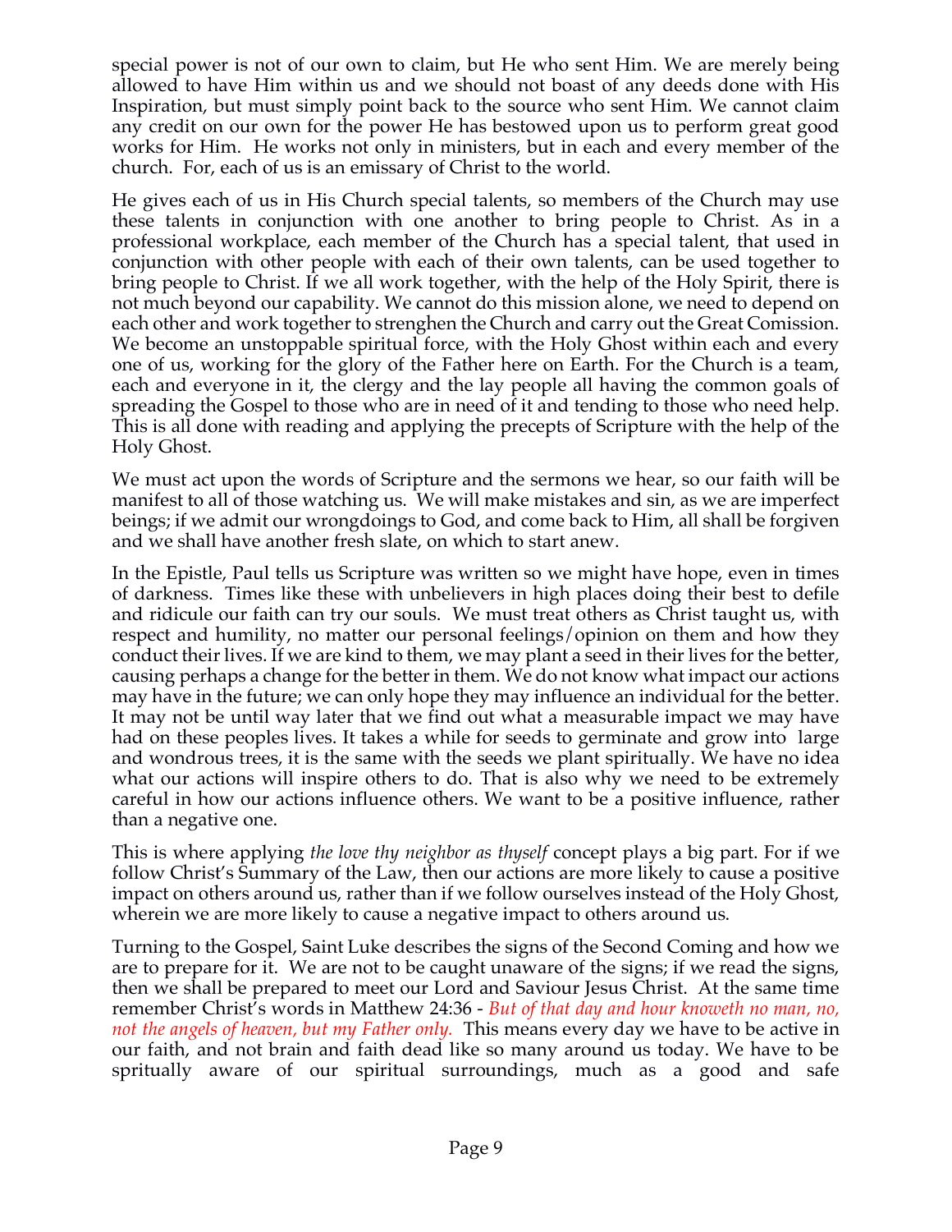special power is not of our own to claim, but He who sent Him. We are merely being allowed to have Him within us and we should not boast of any deeds done with His Inspiration, but must simply point back to the source who sent Him. We cannot claim any credit on our own for the power He has bestowed upon us to perform great good works for Him. He works not only in ministers, but in each and every member of the church. For, each of us is an emissary of Christ to the world.

He gives each of us in His Church special talents, so members of the Church may use these talents in conjunction with one another to bring people to Christ. As in a professional workplace, each member of the Church has a special talent, that used in conjunction with other people with each of their own talents, can be used together to bring people to Christ. If we all work together, with the help of the Holy Spirit, there is not much beyond our capability. We cannot do this mission alone, we need to depend on each other and work together to strenghen the Church and carry out the Great Comission. We become an unstoppable spiritual force, with the Holy Ghost within each and every one of us, working for the glory of the Father here on Earth. For the Church is a team, each and everyone in it, the clergy and the lay people all having the common goals of spreading the Gospel to those who are in need of it and tending to those who need help. This is all done with reading and applying the precepts of Scripture with the help of the Holy Ghost.

We must act upon the words of Scripture and the sermons we hear, so our faith will be manifest to all of those watching us. We will make mistakes and sin, as we are imperfect beings; if we admit our wrongdoings to God, and come back to Him, all shall be forgiven and we shall have another fresh slate, on which to start anew.

In the Epistle, Paul tells us Scripture was written so we might have hope, even in times of darkness. Times like these with unbelievers in high places doing their best to defile and ridicule our faith can try our souls. We must treat others as Christ taught us, with respect and humility, no matter our personal feelings/opinion on them and how they conduct their lives. If we are kind to them, we may plant a seed in their lives for the better, causing perhaps a change for the better in them. We do not know what impact our actions may have in the future; we can only hope they may influence an individual for the better. It may not be until way later that we find out what a measurable impact we may have had on these peoples lives. It takes a while for seeds to germinate and grow into large and wondrous trees, it is the same with the seeds we plant spiritually. We have no idea what our actions will inspire others to do. That is also why we need to be extremely careful in how our actions influence others. We want to be a positive influence, rather than a negative one.

This is where applying *the love thy neighbor as thyself* concept plays a big part. For if we follow Christ's Summary of the Law, then our actions are more likely to cause a positive impact on others around us, rather than if we follow ourselves instead of the Holy Ghost, wherein we are more likely to cause a negative impact to others around us.

Turning to the Gospel, Saint Luke describes the signs of the Second Coming and how we are to prepare for it. We are not to be caught unaware of the signs; if we read the signs, then we shall be prepared to meet our Lord and Saviour Jesus Christ. At the same time remember Christ's words in Matthew 24:36 - *But of that day and hour knoweth no man, no, not the angels of heaven, but my Father only.* This means every day we have to be active in our faith, and not brain and faith dead like so many around us today. We have to be spritually aware of our spiritual surroundings, much as a good and safe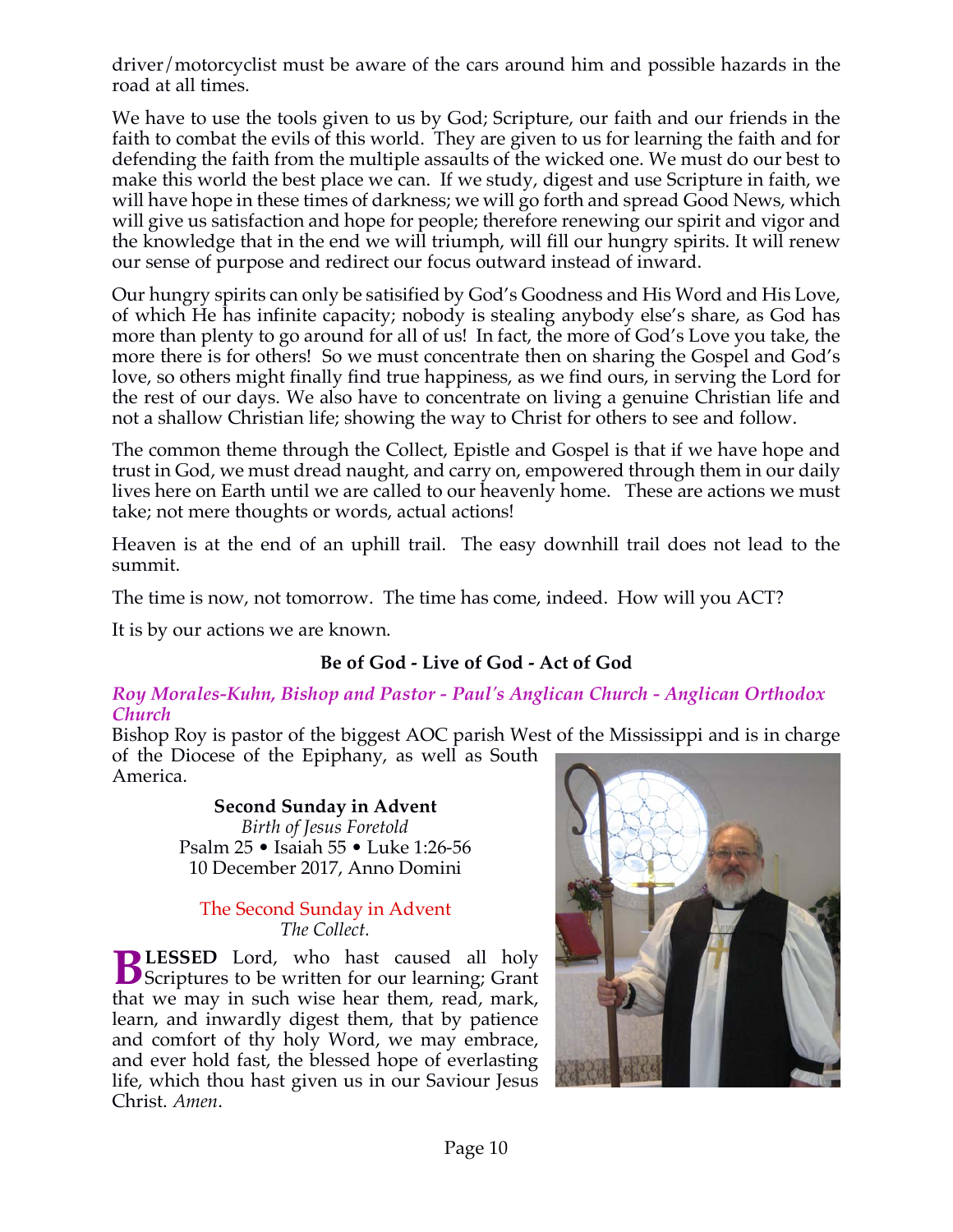driver/motorcyclist must be aware of the cars around him and possible hazards in the road at all times.

We have to use the tools given to us by God; Scripture, our faith and our friends in the faith to combat the evils of this world. They are given to us for learning the faith and for defending the faith from the multiple assaults of the wicked one. We must do our best to make this world the best place we can. If we study, digest and use Scripture in faith, we will have hope in these times of darkness; we will go forth and spread Good News, which will give us satisfaction and hope for people; therefore renewing our spirit and vigor and the knowledge that in the end we will triumph, will fill our hungry spirits. It will renew our sense of purpose and redirect our focus outward instead of inward.

Our hungry spirits can only be satisified by God's Goodness and His Word and His Love, of which He has infinite capacity; nobody is stealing anybody else's share, as God has more than plenty to go around for all of us! In fact, the more of God's Love you take, the more there is for others! So we must concentrate then on sharing the Gospel and God's love, so others might finally find true happiness, as we find ours, in serving the Lord for the rest of our days. We also have to concentrate on living a genuine Christian life and not a shallow Christian life; showing the way to Christ for others to see and follow.

The common theme through the Collect, Epistle and Gospel is that if we have hope and trust in God, we must dread naught, and carry on, empowered through them in our daily lives here on Earth until we are called to our heavenly home. These are actions we must take; not mere thoughts or words, actual actions!

Heaven is at the end of an uphill trail. The easy downhill trail does not lead to the summit.

The time is now, not tomorrow. The time has come, indeed. How will you ACT?

It is by our actions we are known.

**Be of God - Live of God - Act of God**

*Roy Morales-Kuhn, Bishop and Pastor - Paul's Anglican Church - Anglican Orthodox Church*

Bishop Roy is pastor of the biggest AOC parish West of the Mississippi and is in charge of the Diocese of the Epiphany, as well as South America.

**Second Sunday in Advent**
*Birth of Jesus Foretold*
Psalm 25 • Isaiah 55 • Luke 1:26-56
10 December 2017, Anno Domini

The Second Sunday in Advent
*The Collect.*

**BLESSED** Lord, who hast caused all holy Scriptures to be written for our learning; Grant that we may in such wise hear them, read, mark, learn, and inwardly digest them, that by patience and comfort of thy holy Word, we may embrace, and ever hold fast, the blessed hope of everlasting life, which thou hast given us in our Saviour Jesus Christ. *Amen*.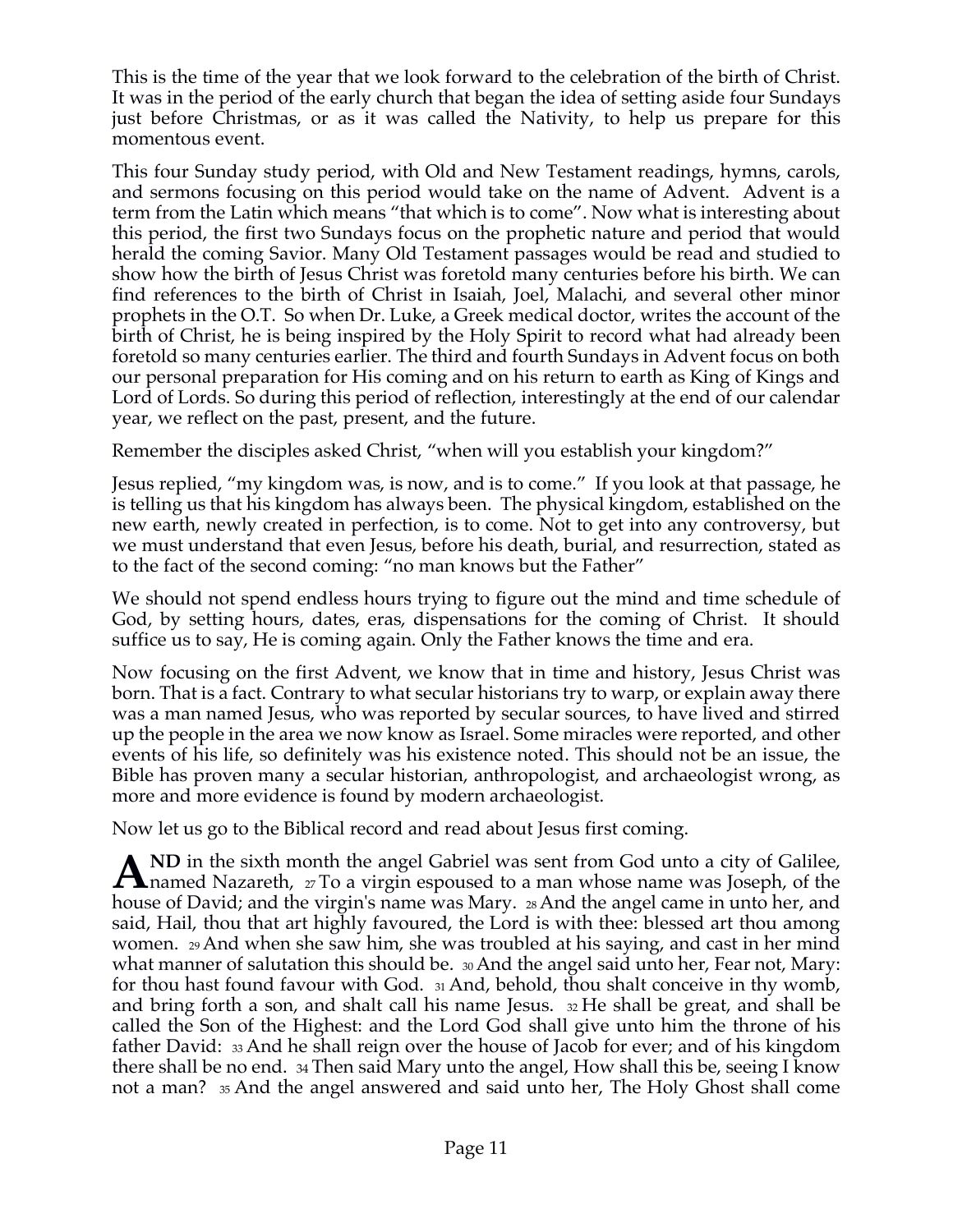This is the time of the year that we look forward to the celebration of the birth of Christ. It was in the period of the early church that began the idea of setting aside four Sundays just before Christmas, or as it was called the Nativity, to help us prepare for this momentous event.

This four Sunday study period, with Old and New Testament readings, hymns, carols, and sermons focusing on this period would take on the name of Advent. Advent is a term from the Latin which means "that which is to come". Now what is interesting about this period, the first two Sundays focus on the prophetic nature and period that would herald the coming Savior. Many Old Testament passages would be read and studied to show how the birth of Jesus Christ was foretold many centuries before his birth. We can find references to the birth of Christ in Isaiah, Joel, Malachi, and several other minor prophets in the O.T. So when Dr. Luke, a Greek medical doctor, writes the account of the birth of Christ, he is being inspired by the Holy Spirit to record what had already been foretold so many centuries earlier. The third and fourth Sundays in Advent focus on both our personal preparation for His coming and on his return to earth as King of Kings and Lord of Lords. So during this period of reflection, interestingly at the end of our calendar year, we reflect on the past, present, and the future.

Remember the disciples asked Christ, "when will you establish your kingdom?"

Jesus replied, "my kingdom was, is now, and is to come." If you look at that passage, he is telling us that his kingdom has always been. The physical kingdom, established on the new earth, newly created in perfection, is to come. Not to get into any controversy, but we must understand that even Jesus, before his death, burial, and resurrection, stated as to the fact of the second coming: "no man knows but the Father"

We should not spend endless hours trying to figure out the mind and time schedule of God, by setting hours, dates, eras, dispensations for the coming of Christ. It should suffice us to say, He is coming again. Only the Father knows the time and era.

Now focusing on the first Advent, we know that in time and history, Jesus Christ was born. That is a fact. Contrary to what secular historians try to warp, or explain away there was a man named Jesus, who was reported by secular sources, to have lived and stirred up the people in the area we now know as Israel. Some miracles were reported, and other events of his life, so definitely was his existence noted. This should not be an issue, the Bible has proven many a secular historian, anthropologist, and archaeologist wrong, as more and more evidence is found by modern archaeologist.

Now let us go to the Biblical record and read about Jesus first coming.

**AND** in the sixth month the angel Gabriel was sent from God unto a city of Galilee, named Nazareth, 27 To a virgin espoused to a man whose name was Joseph, of the house of David; and the virgin's name was Mary. 28 And the angel came in unto her, and said, Hail, thou that art highly favoured, the Lord is with thee: blessed art thou among women. 29 And when she saw him, she was troubled at his saying, and cast in her mind what manner of salutation this should be. 30 And the angel said unto her, Fear not, Mary: for thou hast found favour with God. 31 And, behold, thou shalt conceive in thy womb, and bring forth a son, and shalt call his name Jesus. 32 He shall be great, and shall be called the Son of the Highest: and the Lord God shall give unto him the throne of his father David: 33 And he shall reign over the house of Jacob for ever; and of his kingdom there shall be no end. 34 Then said Mary unto the angel, How shall this be, seeing I know not a man? 35 And the angel answered and said unto her, The Holy Ghost shall come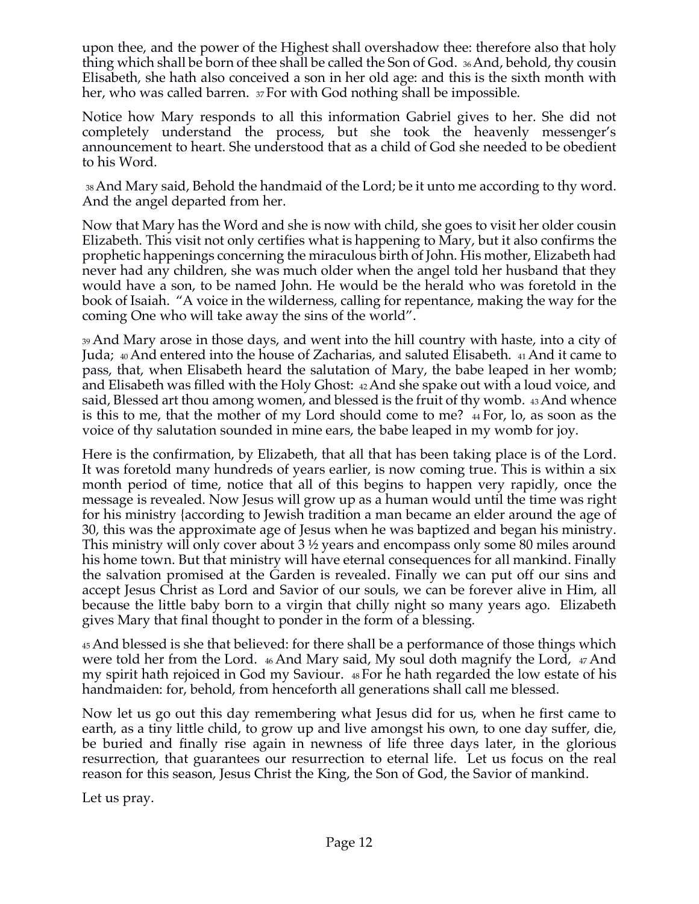upon thee, and the power of the Highest shall overshadow thee: therefore also that holy thing which shall be born of thee shall be called the Son of God. 36 And, behold, thy cousin Elisabeth, she hath also conceived a son in her old age: and this is the sixth month with her, who was called barren. 37 For with God nothing shall be impossible.

Notice how Mary responds to all this information Gabriel gives to her. She did not completely understand the process, but she took the heavenly messenger's announcement to heart. She understood that as a child of God she needed to be obedient to his Word.

38 And Mary said, Behold the handmaid of the Lord; be it unto me according to thy word. And the angel departed from her.

Now that Mary has the Word and she is now with child, she goes to visit her older cousin Elizabeth. This visit not only certifies what is happening to Mary, but it also confirms the prophetic happenings concerning the miraculous birth of John. His mother, Elizabeth had never had any children, she was much older when the angel told her husband that they would have a son, to be named John. He would be the herald who was foretold in the book of Isaiah. "A voice in the wilderness, calling for repentance, making the way for the coming One who will take away the sins of the world".

39 And Mary arose in those days, and went into the hill country with haste, into a city of Juda; 40 And entered into the house of Zacharias, and saluted Elisabeth. 41 And it came to pass, that, when Elisabeth heard the salutation of Mary, the babe leaped in her womb; and Elisabeth was filled with the Holy Ghost: 42 And she spake out with a loud voice, and said, Blessed art thou among women, and blessed is the fruit of thy womb. 43 And whence is this to me, that the mother of my Lord should come to me? 44 For, lo, as soon as the voice of thy salutation sounded in mine ears, the babe leaped in my womb for joy.

Here is the confirmation, by Elizabeth, that all that has been taking place is of the Lord. It was foretold many hundreds of years earlier, is now coming true. This is within a six month period of time, notice that all of this begins to happen very rapidly, once the message is revealed. Now Jesus will grow up as a human would until the time was right for his ministry {according to Jewish tradition a man became an elder around the age of 30, this was the approximate age of Jesus when he was baptized and began his ministry. This ministry will only cover about 3 ½ years and encompass only some 80 miles around his home town. But that ministry will have eternal consequences for all mankind. Finally the salvation promised at the Garden is revealed. Finally we can put off our sins and accept Jesus Christ as Lord and Savior of our souls, we can be forever alive in Him, all because the little baby born to a virgin that chilly night so many years ago. Elizabeth gives Mary that final thought to ponder in the form of a blessing.

45 And blessed is she that believed: for there shall be a performance of those things which were told her from the Lord. 46 And Mary said, My soul doth magnify the Lord, 47 And my spirit hath rejoiced in God my Saviour. 48 For he hath regarded the low estate of his handmaiden: for, behold, from henceforth all generations shall call me blessed.

Now let us go out this day remembering what Jesus did for us, when he first came to earth, as a tiny little child, to grow up and live amongst his own, to one day suffer, die, be buried and finally rise again in newness of life three days later, in the glorious resurrection, that guarantees our resurrection to eternal life. Let us focus on the real reason for this season, Jesus Christ the King, the Son of God, the Savior of mankind.

Let us pray.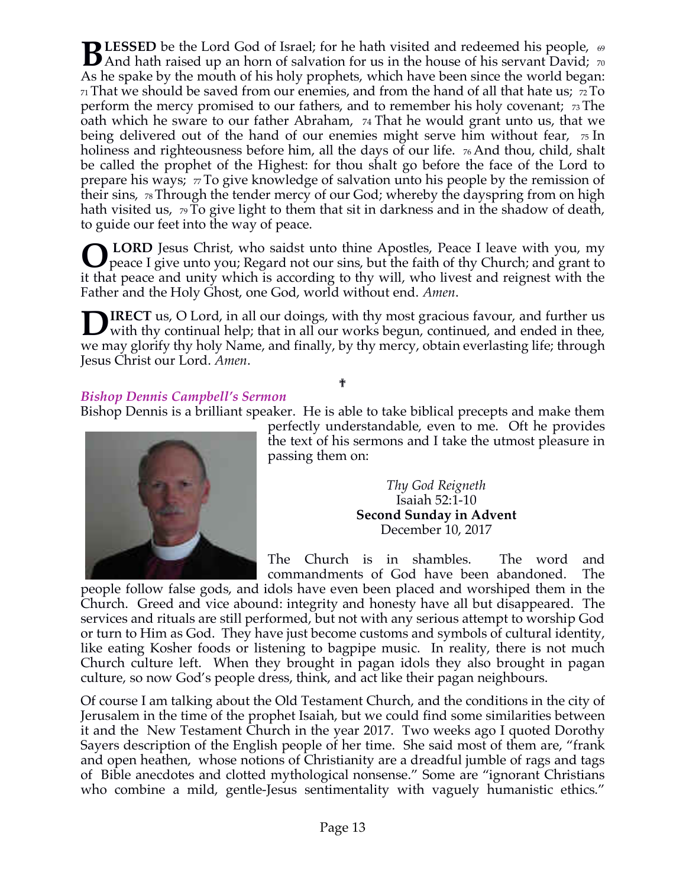**BLESSED** be the Lord God of Israel; for he hath visited and redeemed his people, 69 And hath raised up an horn of salvation for us in the house of his servant David; 70 As he spake by the mouth of his holy prophets, which have been since the world began: 71 That we should be saved from our enemies, and from the hand of all that hate us; 72 To perform the mercy promised to our fathers, and to remember his holy covenant; 73 The oath which he sware to our father Abraham, 74 That he would grant unto us, that we being delivered out of the hand of our enemies might serve him without fear, 75 In holiness and righteousness before him, all the days of our life. 76 And thou, child, shalt be called the prophet of the Highest: for thou shalt go before the face of the Lord to prepare his ways; 77 To give knowledge of salvation unto his people by the remission of their sins, 78 Through the tender mercy of our God; whereby the dayspring from on high hath visited us, 79 To give light to them that sit in darkness and in the shadow of death, to guide our feet into the way of peace.

**O LORD** Jesus Christ, who saidst unto thine Apostles, Peace I leave with you, my peace I give unto you; Regard not our sins, but the faith of thy Church; and grant to it that peace and unity which is according to thy will, who livest and reignest with the Father and the Holy Ghost, one God, world without end. *Amen*.

**DIRECT** us, O Lord, in all our doings, with thy most gracious favour, and further us with thy continual help; that in all our works begun, continued, and ended in thee, we may glorify thy holy Name, and finally, by thy mercy, obtain everlasting life; through Jesus Christ our Lord. *Amen*.

✝

### *Bishop Dennis Campbell's Sermon*

Bishop Dennis is a brilliant speaker. He is able to take biblical precepts and make them perfectly understandable, even to me. Oft he provides the text of his sermons and I take the utmost pleasure in passing them on:

*Thy God Reigneth*
Isaiah 52:1-10
**Second Sunday in Advent**
December 10, 2017

The Church is in shambles. The word and commandments of God have been abandoned. The people follow false gods, and idols have even been placed and worshiped them in the Church. Greed and vice abound: integrity and honesty have all but disappeared. The services and rituals are still performed, but not with any serious attempt to worship God or turn to Him as God. They have just become customs and symbols of cultural identity, like eating Kosher foods or listening to bagpipe music. In reality, there is not much Church culture left. When they brought in pagan idols they also brought in pagan culture, so now God's people dress, think, and act like their pagan neighbours.

Of course I am talking about the Old Testament Church, and the conditions in the city of Jerusalem in the time of the prophet Isaiah, but we could find some similarities between it and the New Testament Church in the year 2017. Two weeks ago I quoted Dorothy Sayers description of the English people of her time. She said most of them are, "frank and open heathen, whose notions of Christianity are a dreadful jumble of rags and tags of Bible anecdotes and clotted mythological nonsense." Some are "ignorant Christians who combine a mild, gentle-Jesus sentimentality with vaguely humanistic ethics."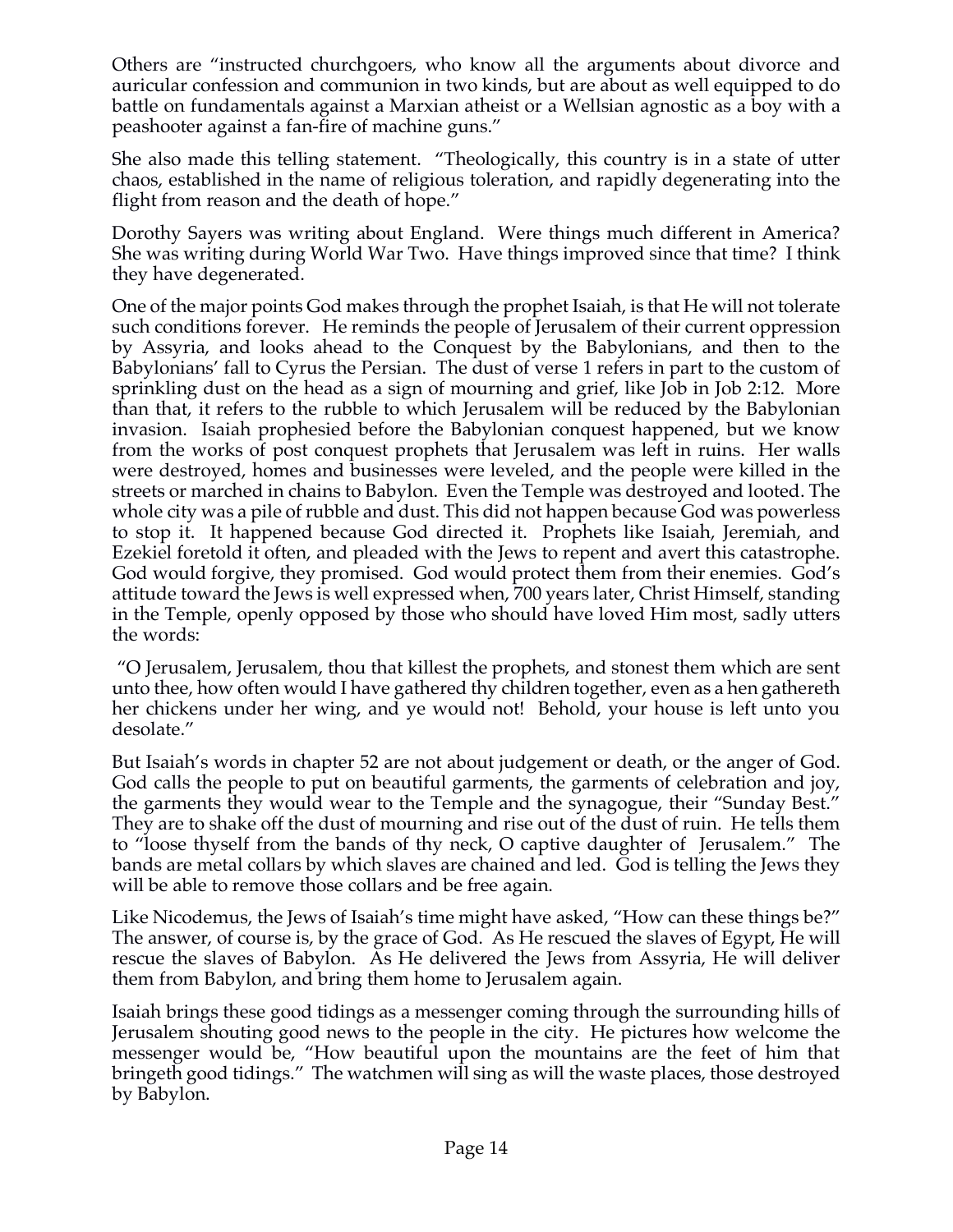Others are "instructed churchgoers, who know all the arguments about divorce and auricular confession and communion in two kinds, but are about as well equipped to do battle on fundamentals against a Marxian atheist or a Wellsian agnostic as a boy with a peashooter against a fan-fire of machine guns."

She also made this telling statement. "Theologically, this country is in a state of utter chaos, established in the name of religious toleration, and rapidly degenerating into the flight from reason and the death of hope."

Dorothy Sayers was writing about England. Were things much different in America? She was writing during World War Two. Have things improved since that time? I think they have degenerated.

One of the major points God makes through the prophet Isaiah, is that He will not tolerate such conditions forever. He reminds the people of Jerusalem of their current oppression by Assyria, and looks ahead to the Conquest by the Babylonians, and then to the Babylonians' fall to Cyrus the Persian. The dust of verse 1 refers in part to the custom of sprinkling dust on the head as a sign of mourning and grief, like Job in Job 2:12. More than that, it refers to the rubble to which Jerusalem will be reduced by the Babylonian invasion. Isaiah prophesied before the Babylonian conquest happened, but we know from the works of post conquest prophets that Jerusalem was left in ruins. Her walls were destroyed, homes and businesses were leveled, and the people were killed in the streets or marched in chains to Babylon. Even the Temple was destroyed and looted. The whole city was a pile of rubble and dust. This did not happen because God was powerless to stop it. It happened because God directed it. Prophets like Isaiah, Jeremiah, and Ezekiel foretold it often, and pleaded with the Jews to repent and avert this catastrophe. God would forgive, they promised. God would protect them from their enemies. God's attitude toward the Jews is well expressed when, 700 years later, Christ Himself, standing in the Temple, openly opposed by those who should have loved Him most, sadly utters the words:

"O Jerusalem, Jerusalem, thou that killest the prophets, and stonest them which are sent unto thee, how often would I have gathered thy children together, even as a hen gathereth her chickens under her wing, and ye would not! Behold, your house is left unto you desolate."

But Isaiah's words in chapter 52 are not about judgement or death, or the anger of God. God calls the people to put on beautiful garments, the garments of celebration and joy, the garments they would wear to the Temple and the synagogue, their "Sunday Best." They are to shake off the dust of mourning and rise out of the dust of ruin. He tells them to "loose thyself from the bands of thy neck, O captive daughter of Jerusalem." The bands are metal collars by which slaves are chained and led. God is telling the Jews they will be able to remove those collars and be free again.

Like Nicodemus, the Jews of Isaiah's time might have asked, "How can these things be?" The answer, of course is, by the grace of God. As He rescued the slaves of Egypt, He will rescue the slaves of Babylon. As He delivered the Jews from Assyria, He will deliver them from Babylon, and bring them home to Jerusalem again.

Isaiah brings these good tidings as a messenger coming through the surrounding hills of Jerusalem shouting good news to the people in the city. He pictures how welcome the messenger would be, "How beautiful upon the mountains are the feet of him that bringeth good tidings." The watchmen will sing as will the waste places, those destroyed by Babylon.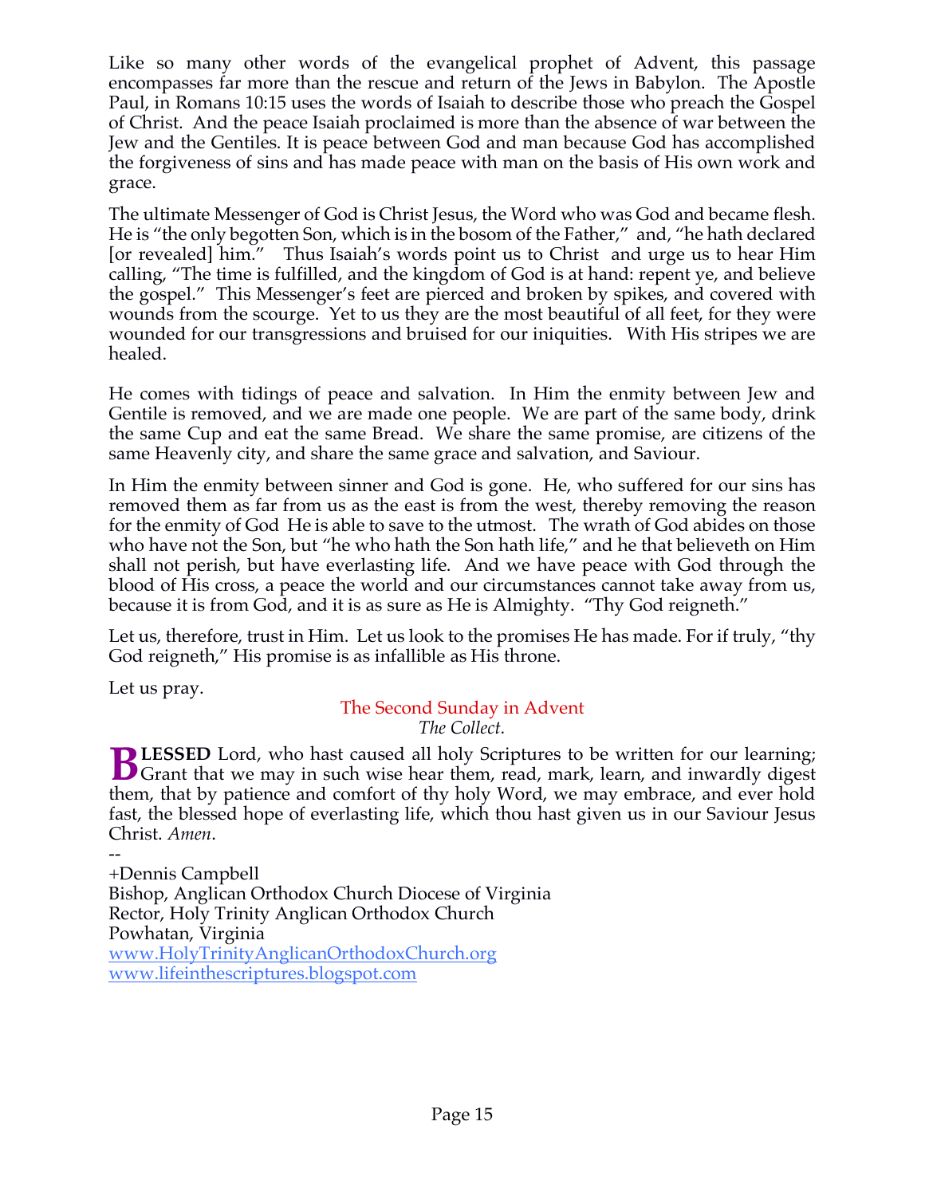Like so many other words of the evangelical prophet of Advent, this passage encompasses far more than the rescue and return of the Jews in Babylon. The Apostle Paul, in Romans 10:15 uses the words of Isaiah to describe those who preach the Gospel of Christ. And the peace Isaiah proclaimed is more than the absence of war between the Jew and the Gentiles. It is peace between God and man because God has accomplished the forgiveness of sins and has made peace with man on the basis of His own work and grace.

The ultimate Messenger of God is Christ Jesus, the Word who was God and became flesh. He is "the only begotten Son, which is in the bosom of the Father," and, "he hath declared [or revealed] him." Thus Isaiah's words point us to Christ and urge us to hear Him calling, "The time is fulfilled, and the kingdom of God is at hand: repent ye, and believe the gospel." This Messenger's feet are pierced and broken by spikes, and covered with wounds from the scourge. Yet to us they are the most beautiful of all feet, for they were wounded for our transgressions and bruised for our iniquities. With His stripes we are healed.

He comes with tidings of peace and salvation. In Him the enmity between Jew and Gentile is removed, and we are made one people. We are part of the same body, drink the same Cup and eat the same Bread. We share the same promise, are citizens of the same Heavenly city, and share the same grace and salvation, and Saviour.

In Him the enmity between sinner and God is gone. He, who suffered for our sins has removed them as far from us as the east is from the west, thereby removing the reason for the enmity of God He is able to save to the utmost. The wrath of God abides on those who have not the Son, but "he who hath the Son hath life," and he that believeth on Him shall not perish, but have everlasting life. And we have peace with God through the blood of His cross, a peace the world and our circumstances cannot take away from us, because it is from God, and it is as sure as He is Almighty. "Thy God reigneth."

Let us, therefore, trust in Him. Let us look to the promises He has made. For if truly, "thy God reigneth," His promise is as infallible as His throne.

Let us pray.

## The Second Sunday in Advent

*The Collect.*

**BLESSED** Lord, who hast caused all holy Scriptures to be written for our learning; Grant that we may in such wise hear them, read, mark, learn, and inwardly digest them, that by patience and comfort of thy holy Word, we may embrace, and ever hold fast, the blessed hope of everlasting life, which thou hast given us in our Saviour Jesus Christ. *Amen*.

--

+Dennis Campbell  
Bishop, Anglican Orthodox Church Diocese of Virginia  
Rector, Holy Trinity Anglican Orthodox Church  
Powhatan, Virginia  
www.HolyTrinityAnglicanOrthodoxChurch.org  
www.lifeinthescriptures.blogspot.com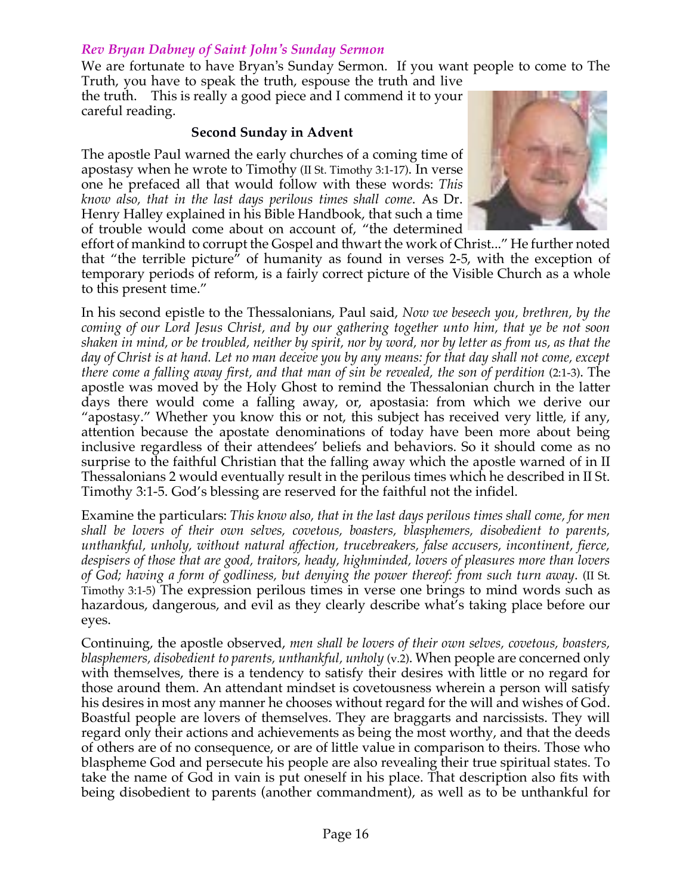### *Rev Bryan Dabney of Saint John's Sunday Sermon*

We are fortunate to have Bryan's Sunday Sermon. If you want people to come to The Truth, you have to speak the truth, espouse the truth and live the truth. This is really a good piece and I commend it to your careful reading.

**Second Sunday in Advent**

The apostle Paul warned the early churches of a coming time of apostasy when he wrote to Timothy (II St. Timothy 3:1-17). In verse one he prefaced all that would follow with these words: *This know also, that in the last days perilous times shall come*. As Dr. Henry Halley explained in his Bible Handbook, that such a time of trouble would come about on account of, "the determined effort of mankind to corrupt the Gospel and thwart the work of Christ..." He further noted that "the terrible picture" of humanity as found in verses 2-5, with the exception of temporary periods of reform, is a fairly correct picture of the Visible Church as a whole to this present time."

In his second epistle to the Thessalonians, Paul said, *Now we beseech you, brethren, by the coming of our Lord Jesus Christ, and by our gathering together unto him, that ye be not soon shaken in mind, or be troubled, neither by spirit, nor by word, nor by letter as from us, as that the day of Christ is at hand. Let no man deceive you by any means: for that day shall not come, except there come a falling away first, and that man of sin be revealed, the son of perdition* (2:1-3). The apostle was moved by the Holy Ghost to remind the Thessalonian church in the latter days there would come a falling away, or, apostasia: from which we derive our "apostasy." Whether you know this or not, this subject has received very little, if any, attention because the apostate denominations of today have been more about being inclusive regardless of their attendees' beliefs and behaviors. So it should come as no surprise to the faithful Christian that the falling away which the apostle warned of in II Thessalonians 2 would eventually result in the perilous times which he described in II St. Timothy 3:1-5. God's blessing are reserved for the faithful not the infidel.

Examine the particulars: *This know also, that in the last days perilous times shall come, for men shall be lovers of their own selves, covetous, boasters, blasphemers, disobedient to parents, unthankful, unholy, without natural affection, trucebreakers, false accusers, incontinent, fierce, despisers of those that are good, traitors, heady, highminded, lovers of pleasures more than lovers of God; having a form of godliness, but denying the power thereof: from such turn away*. (II St. Timothy 3:1-5) The expression perilous times in verse one brings to mind words such as hazardous, dangerous, and evil as they clearly describe what's taking place before our eyes.

Continuing, the apostle observed, *men shall be lovers of their own selves, covetous, boasters, blasphemers, disobedient to parents, unthankful, unholy* (v.2). When people are concerned only with themselves, there is a tendency to satisfy their desires with little or no regard for those around them. An attendant mindset is covetousness wherein a person will satisfy his desires in most any manner he chooses without regard for the will and wishes of God. Boastful people are lovers of themselves. They are braggarts and narcissists. They will regard only their actions and achievements as being the most worthy, and that the deeds of others are of no consequence, or are of little value in comparison to theirs. Those who blaspheme God and persecute his people are also revealing their true spiritual states. To take the name of God in vain is put oneself in his place. That description also fits with being disobedient to parents (another commandment), as well as to be unthankful for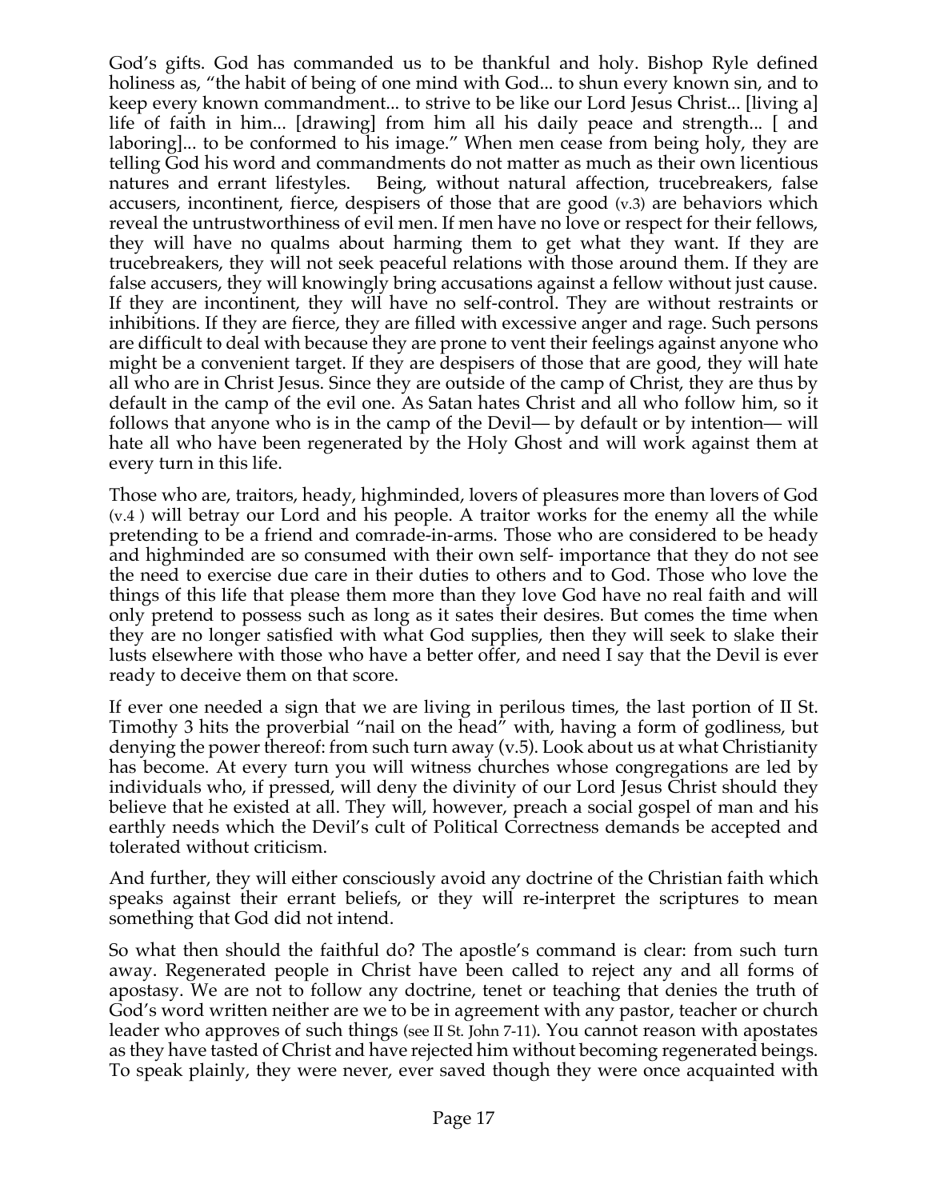God's gifts. God has commanded us to be thankful and holy. Bishop Ryle defined holiness as, "the habit of being of one mind with God... to shun every known sin, and to keep every known commandment... to strive to be like our Lord Jesus Christ... [living a] life of faith in him... [drawing] from him all his daily peace and strength... [ and laboring]... to be conformed to his image." When men cease from being holy, they are telling God his word and commandments do not matter as much as their own licentious natures and errant lifestyles. Being, without natural affection, trucebreakers, false accusers, incontinent, fierce, despisers of those that are good (v.3) are behaviors which reveal the untrustworthiness of evil men. If men have no love or respect for their fellows, they will have no qualms about harming them to get what they want. If they are trucebreakers, they will not seek peaceful relations with those around them. If they are false accusers, they will knowingly bring accusations against a fellow without just cause. If they are incontinent, they will have no self-control. They are without restraints or inhibitions. If they are fierce, they are filled with excessive anger and rage. Such persons are difficult to deal with because they are prone to vent their feelings against anyone who might be a convenient target. If they are despisers of those that are good, they will hate all who are in Christ Jesus. Since they are outside of the camp of Christ, they are thus by default in the camp of the evil one. As Satan hates Christ and all who follow him, so it follows that anyone who is in the camp of the Devil— by default or by intention— will hate all who have been regenerated by the Holy Ghost and will work against them at every turn in this life.

Those who are, traitors, heady, highminded, lovers of pleasures more than lovers of God (v.4 ) will betray our Lord and his people. A traitor works for the enemy all the while pretending to be a friend and comrade-in-arms. Those who are considered to be heady and highminded are so consumed with their own self- importance that they do not see the need to exercise due care in their duties to others and to God. Those who love the things of this life that please them more than they love God have no real faith and will only pretend to possess such as long as it sates their desires. But comes the time when they are no longer satisfied with what God supplies, then they will seek to slake their lusts elsewhere with those who have a better offer, and need I say that the Devil is ever ready to deceive them on that score.

If ever one needed a sign that we are living in perilous times, the last portion of II St. Timothy 3 hits the proverbial "nail on the head" with, having a form of godliness, but denying the power thereof: from such turn away (v.5). Look about us at what Christianity has become. At every turn you will witness churches whose congregations are led by individuals who, if pressed, will deny the divinity of our Lord Jesus Christ should they believe that he existed at all. They will, however, preach a social gospel of man and his earthly needs which the Devil's cult of Political Correctness demands be accepted and tolerated without criticism.

And further, they will either consciously avoid any doctrine of the Christian faith which speaks against their errant beliefs, or they will re-interpret the scriptures to mean something that God did not intend.

So what then should the faithful do? The apostle's command is clear: from such turn away. Regenerated people in Christ have been called to reject any and all forms of apostasy. We are not to follow any doctrine, tenet or teaching that denies the truth of God's word written neither are we to be in agreement with any pastor, teacher or church leader who approves of such things (see II St. John 7-11). You cannot reason with apostates as they have tasted of Christ and have rejected him without becoming regenerated beings. To speak plainly, they were never, ever saved though they were once acquainted with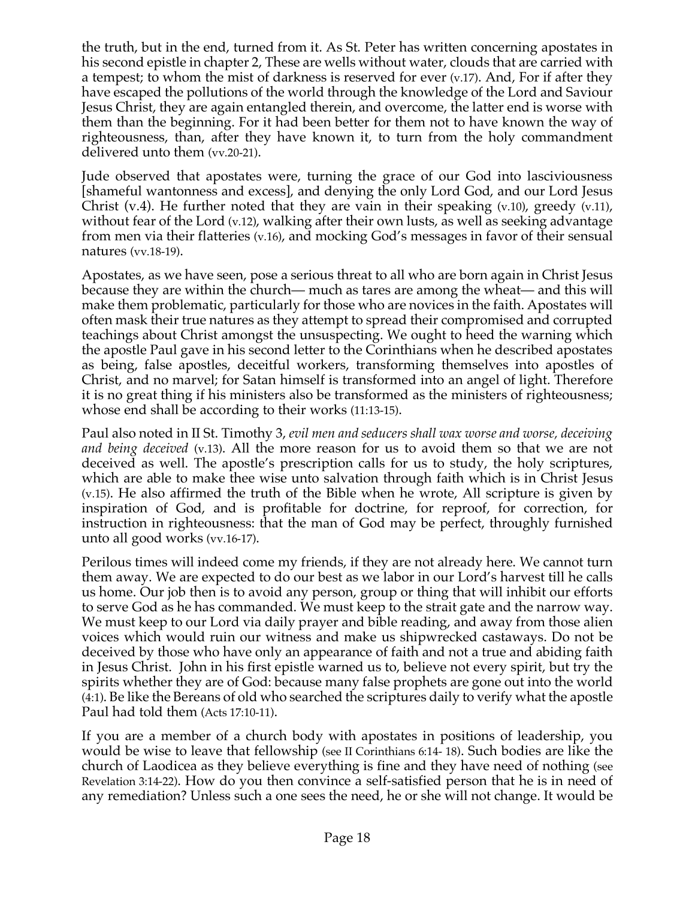the truth, but in the end, turned from it. As St. Peter has written concerning apostates in his second epistle in chapter 2, These are wells without water, clouds that are carried with a tempest; to whom the mist of darkness is reserved for ever (v.17). And, For if after they have escaped the pollutions of the world through the knowledge of the Lord and Saviour Jesus Christ, they are again entangled therein, and overcome, the latter end is worse with them than the beginning. For it had been better for them not to have known the way of righteousness, than, after they have known it, to turn from the holy commandment delivered unto them (vv.20-21).

Jude observed that apostates were, turning the grace of our God into lasciviousness [shameful wantonness and excess], and denying the only Lord God, and our Lord Jesus Christ (v.4). He further noted that they are vain in their speaking (v.10), greedy (v.11), without fear of the Lord (v.12), walking after their own lusts, as well as seeking advantage from men via their flatteries (v.16), and mocking God's messages in favor of their sensual natures (vv.18-19).

Apostates, as we have seen, pose a serious threat to all who are born again in Christ Jesus because they are within the church— much as tares are among the wheat— and this will make them problematic, particularly for those who are novices in the faith. Apostates will often mask their true natures as they attempt to spread their compromised and corrupted teachings about Christ amongst the unsuspecting. We ought to heed the warning which the apostle Paul gave in his second letter to the Corinthians when he described apostates as being, false apostles, deceitful workers, transforming themselves into apostles of Christ, and no marvel; for Satan himself is transformed into an angel of light. Therefore it is no great thing if his ministers also be transformed as the ministers of righteousness; whose end shall be according to their works (11:13-15).

Paul also noted in II St. Timothy 3, *evil men and seducers shall wax worse and worse, deceiving and being deceived* (v.13). All the more reason for us to avoid them so that we are not deceived as well. The apostle's prescription calls for us to study, the holy scriptures, which are able to make thee wise unto salvation through faith which is in Christ Jesus (v.15). He also affirmed the truth of the Bible when he wrote, All scripture is given by inspiration of God, and is profitable for doctrine, for reproof, for correction, for instruction in righteousness: that the man of God may be perfect, throughly furnished unto all good works (vv.16-17).

Perilous times will indeed come my friends, if they are not already here. We cannot turn them away. We are expected to do our best as we labor in our Lord's harvest till he calls us home. Our job then is to avoid any person, group or thing that will inhibit our efforts to serve God as he has commanded. We must keep to the strait gate and the narrow way. We must keep to our Lord via daily prayer and bible reading, and away from those alien voices which would ruin our witness and make us shipwrecked castaways. Do not be deceived by those who have only an appearance of faith and not a true and abiding faith in Jesus Christ. John in his first epistle warned us to, believe not every spirit, but try the spirits whether they are of God: because many false prophets are gone out into the world (4:1). Be like the Bereans of old who searched the scriptures daily to verify what the apostle Paul had told them (Acts 17:10-11).

If you are a member of a church body with apostates in positions of leadership, you would be wise to leave that fellowship (see II Corinthians 6:14- 18). Such bodies are like the church of Laodicea as they believe everything is fine and they have need of nothing (see Revelation 3:14-22). How do you then convince a self-satisfied person that he is in need of any remediation? Unless such a one sees the need, he or she will not change. It would be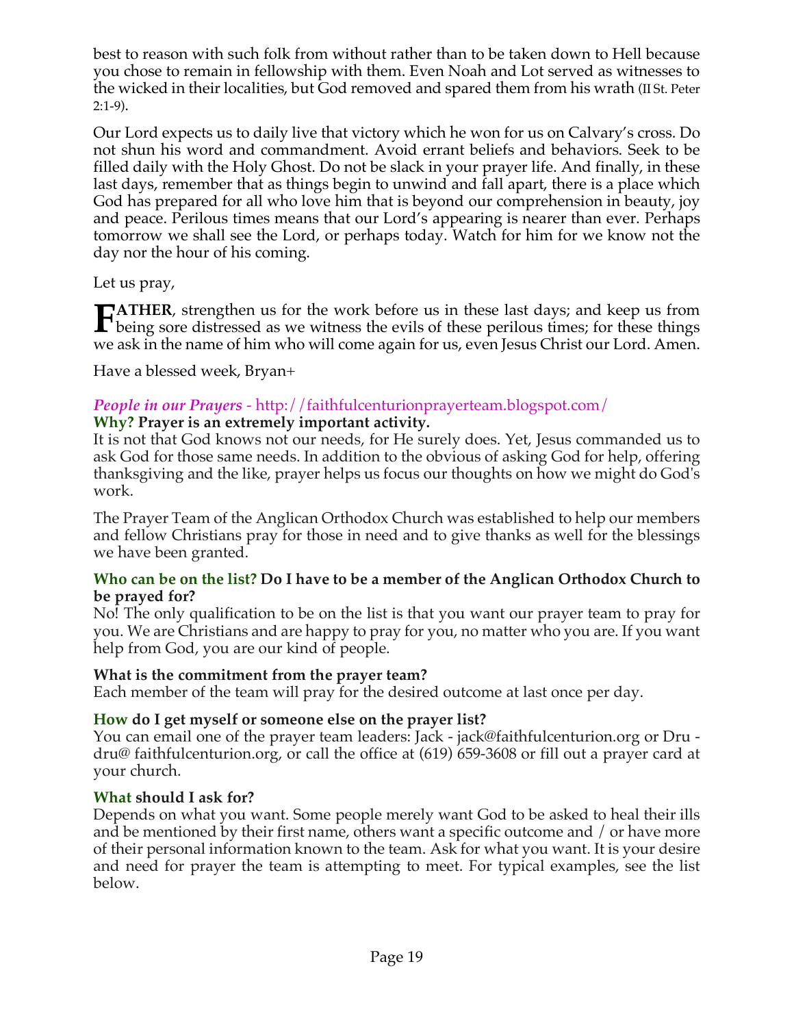best to reason with such folk from without rather than to be taken down to Hell because you chose to remain in fellowship with them. Even Noah and Lot served as witnesses to the wicked in their localities, but God removed and spared them from his wrath (II St. Peter 2:1-9).

Our Lord expects us to daily live that victory which he won for us on Calvary's cross. Do not shun his word and commandment. Avoid errant beliefs and behaviors. Seek to be filled daily with the Holy Ghost. Do not be slack in your prayer life. And finally, in these last days, remember that as things begin to unwind and fall apart, there is a place which God has prepared for all who love him that is beyond our comprehension in beauty, joy and peace. Perilous times means that our Lord's appearing is nearer than ever. Perhaps tomorrow we shall see the Lord, or perhaps today. Watch for him for we know not the day nor the hour of his coming.

Let us pray,

**FATHER**, strengthen us for the work before us in these last days; and keep us from being sore distressed as we witness the evils of these perilous times; for these things we ask in the name of him who will come again for us, even Jesus Christ our Lord. Amen.

Have a blessed week, Bryan+

### *People in our Prayers* - http://faithfulcenturionprayerteam.blogspot.com/

**Why? Prayer is an extremely important activity.**

It is not that God knows not our needs, for He surely does. Yet, Jesus commanded us to ask God for those same needs. In addition to the obvious of asking God for help, offering thanksgiving and the like, prayer helps us focus our thoughts on how we might do God's work.

The Prayer Team of the Anglican Orthodox Church was established to help our members and fellow Christians pray for those in need and to give thanks as well for the blessings we have been granted.

**Who can be on the list? Do I have to be a member of the Anglican Orthodox Church to be prayed for?**

No! The only qualification to be on the list is that you want our prayer team to pray for you. We are Christians and are happy to pray for you, no matter who you are. If you want help from God, you are our kind of people.

**What is the commitment from the prayer team?**

Each member of the team will pray for the desired outcome at last once per day.

**How do I get myself or someone else on the prayer list?**

You can email one of the prayer team leaders: Jack - jack@faithfulcenturion.org or Dru - dru@ faithfulcenturion.org, or call the office at (619) 659-3608 or fill out a prayer card at your church.

**What should I ask for?**

Depends on what you want. Some people merely want God to be asked to heal their ills and be mentioned by their first name, others want a specific outcome and / or have more of their personal information known to the team. Ask for what you want. It is your desire and need for prayer the team is attempting to meet. For typical examples, see the list below.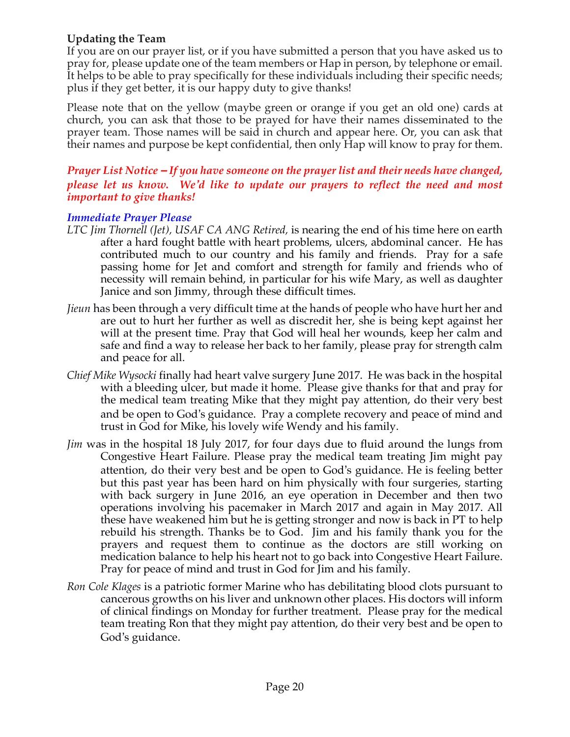### Updating the Team

If you are on our prayer list, or if you have submitted a person that you have asked us to pray for, please update one of the team members or Hap in person, by telephone or email. It helps to be able to pray specifically for these individuals including their specific needs; plus if they get better, it is our happy duty to give thanks!

Please note that on the yellow (maybe green or orange if you get an old one) cards at church, you can ask that those to be prayed for have their names disseminated to the prayer team. Those names will be said in church and appear here. Or, you can ask that their names and purpose be kept confidential, then only Hap will know to pray for them.

***Prayer List Notice – If you have someone on the prayer list and their needs have changed, please let us know. We'd like to update our prayers to reflect the need and most important to give thanks!***

***Immediate Prayer Please***

*LTC Jim Thornell (Jet), USAF CA ANG Retired,* is nearing the end of his time here on earth after a hard fought battle with heart problems, ulcers, abdominal cancer. He has contributed much to our country and his family and friends. Pray for a safe passing home for Jet and comfort and strength for family and friends who of necessity will remain behind, in particular for his wife Mary, as well as daughter Janice and son Jimmy, through these difficult times.

*Jieun* has been through a very difficult time at the hands of people who have hurt her and are out to hurt her further as well as discredit her, she is being kept against her will at the present time. Pray that God will heal her wounds, keep her calm and safe and find a way to release her back to her family, please pray for strength calm and peace for all.

*Chief Mike Wysocki* finally had heart valve surgery June 2017. He was back in the hospital with a bleeding ulcer, but made it home. Please give thanks for that and pray for the medical team treating Mike that they might pay attention, do their very best and be open to God's guidance. Pray a complete recovery and peace of mind and trust in God for Mike, his lovely wife Wendy and his family.

*Jim* was in the hospital 18 July 2017, for four days due to fluid around the lungs from Congestive Heart Failure. Please pray the medical team treating Jim might pay attention, do their very best and be open to God's guidance. He is feeling better but this past year has been hard on him physically with four surgeries, starting with back surgery in June 2016, an eye operation in December and then two operations involving his pacemaker in March 2017 and again in May 2017. All these have weakened him but he is getting stronger and now is back in PT to help rebuild his strength. Thanks be to God. Jim and his family thank you for the prayers and request them to continue as the doctors are still working on medication balance to help his heart not to go back into Congestive Heart Failure. Pray for peace of mind and trust in God for Jim and his family.

*Ron Cole Klages* is a patriotic former Marine who has debilitating blood clots pursuant to cancerous growths on his liver and unknown other places. His doctors will inform of clinical findings on Monday for further treatment. Please pray for the medical team treating Ron that they might pay attention, do their very best and be open to God's guidance.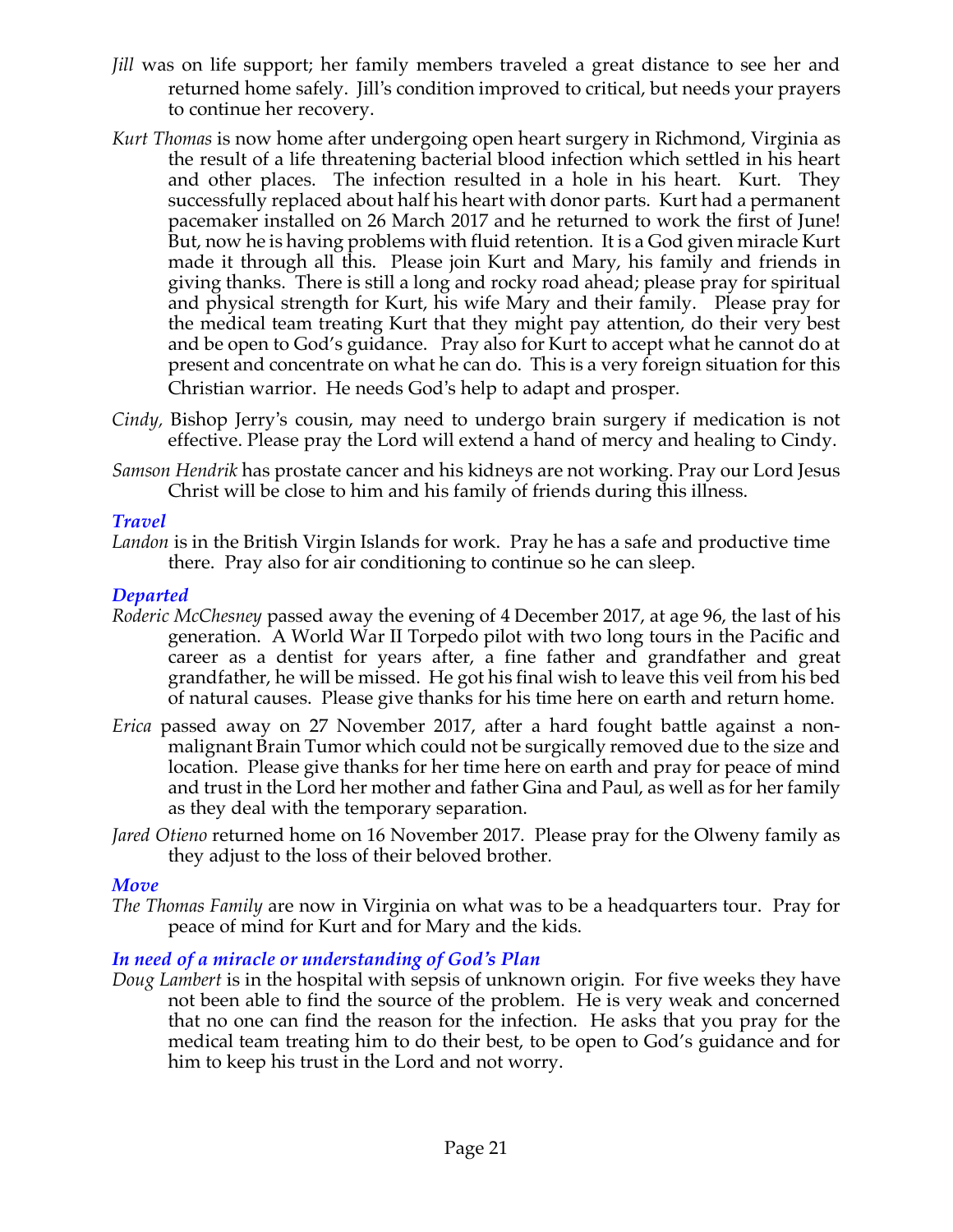*Jill* was on life support; her family members traveled a great distance to see her and returned home safely. Jill's condition improved to critical, but needs your prayers to continue her recovery.

*Kurt Thomas* is now home after undergoing open heart surgery in Richmond, Virginia as the result of a life threatening bacterial blood infection which settled in his heart and other places. The infection resulted in a hole in his heart. Kurt. They successfully replaced about half his heart with donor parts. Kurt had a permanent pacemaker installed on 26 March 2017 and he returned to work the first of June! But, now he is having problems with fluid retention. It is a God given miracle Kurt made it through all this. Please join Kurt and Mary, his family and friends in giving thanks. There is still a long and rocky road ahead; please pray for spiritual and physical strength for Kurt, his wife Mary and their family. Please pray for the medical team treating Kurt that they might pay attention, do their very best and be open to God's guidance. Pray also for Kurt to accept what he cannot do at present and concentrate on what he can do. This is a very foreign situation for this Christian warrior. He needs God's help to adapt and prosper.

*Cindy,* Bishop Jerry's cousin, may need to undergo brain surgery if medication is not effective. Please pray the Lord will extend a hand of mercy and healing to Cindy.

*Samson Hendrik* has prostate cancer and his kidneys are not working. Pray our Lord Jesus Christ will be close to him and his family of friends during this illness.

### *Travel*

*Landon* is in the British Virgin Islands for work. Pray he has a safe and productive time there. Pray also for air conditioning to continue so he can sleep.

### *Departed*

*Roderic McChesney* passed away the evening of 4 December 2017, at age 96, the last of his generation. A World War II Torpedo pilot with two long tours in the Pacific and career as a dentist for years after, a fine father and grandfather and great grandfather, he will be missed. He got his final wish to leave this veil from his bed of natural causes. Please give thanks for his time here on earth and return home.

*Erica* passed away on 27 November 2017, after a hard fought battle against a non-malignant Brain Tumor which could not be surgically removed due to the size and location. Please give thanks for her time here on earth and pray for peace of mind and trust in the Lord her mother and father Gina and Paul, as well as for her family as they deal with the temporary separation.

*Jared Otieno* returned home on 16 November 2017. Please pray for the Olweny family as they adjust to the loss of their beloved brother.

### *Move*

*The Thomas Family* are now in Virginia on what was to be a headquarters tour. Pray for peace of mind for Kurt and for Mary and the kids.

### *In need of a miracle or understanding of God's Plan*

*Doug Lambert* is in the hospital with sepsis of unknown origin. For five weeks they have not been able to find the source of the problem. He is very weak and concerned that no one can find the reason for the infection. He asks that you pray for the medical team treating him to do their best, to be open to God's guidance and for him to keep his trust in the Lord and not worry.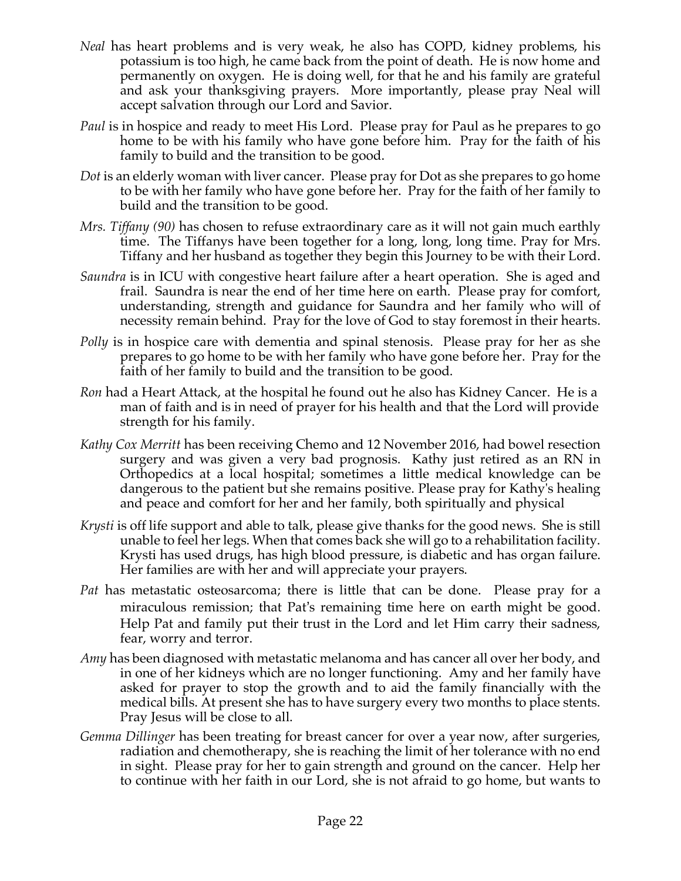*Neal* has heart problems and is very weak, he also has COPD, kidney problems, his potassium is too high, he came back from the point of death. He is now home and permanently on oxygen. He is doing well, for that he and his family are grateful and ask your thanksgiving prayers. More importantly, please pray Neal will accept salvation through our Lord and Savior.

*Paul* is in hospice and ready to meet His Lord. Please pray for Paul as he prepares to go home to be with his family who have gone before him. Pray for the faith of his family to build and the transition to be good.

*Dot* is an elderly woman with liver cancer. Please pray for Dot as she prepares to go home to be with her family who have gone before her. Pray for the faith of her family to build and the transition to be good.

*Mrs. Tiffany (90)* has chosen to refuse extraordinary care as it will not gain much earthly time. The Tiffanys have been together for a long, long, long time. Pray for Mrs. Tiffany and her husband as together they begin this Journey to be with their Lord.

*Saundra* is in ICU with congestive heart failure after a heart operation. She is aged and frail. Saundra is near the end of her time here on earth. Please pray for comfort, understanding, strength and guidance for Saundra and her family who will of necessity remain behind. Pray for the love of God to stay foremost in their hearts.

*Polly* is in hospice care with dementia and spinal stenosis. Please pray for her as she prepares to go home to be with her family who have gone before her. Pray for the faith of her family to build and the transition to be good.

*Ron* had a Heart Attack, at the hospital he found out he also has Kidney Cancer. He is a man of faith and is in need of prayer for his health and that the Lord will provide strength for his family.

*Kathy Cox Merritt* has been receiving Chemo and 12 November 2016, had bowel resection surgery and was given a very bad prognosis. Kathy just retired as an RN in Orthopedics at a local hospital; sometimes a little medical knowledge can be dangerous to the patient but she remains positive. Please pray for Kathy's healing and peace and comfort for her and her family, both spiritually and physical

*Krysti* is off life support and able to talk, please give thanks for the good news. She is still unable to feel her legs. When that comes back she will go to a rehabilitation facility. Krysti has used drugs, has high blood pressure, is diabetic and has organ failure. Her families are with her and will appreciate your prayers.

*Pat* has metastatic osteosarcoma; there is little that can be done. Please pray for a miraculous remission; that Pat's remaining time here on earth might be good. Help Pat and family put their trust in the Lord and let Him carry their sadness, fear, worry and terror.

*Amy* has been diagnosed with metastatic melanoma and has cancer all over her body, and in one of her kidneys which are no longer functioning. Amy and her family have asked for prayer to stop the growth and to aid the family financially with the medical bills. At present she has to have surgery every two months to place stents. Pray Jesus will be close to all.

*Gemma Dillinger* has been treating for breast cancer for over a year now, after surgeries, radiation and chemotherapy, she is reaching the limit of her tolerance with no end in sight. Please pray for her to gain strength and ground on the cancer. Help her to continue with her faith in our Lord, she is not afraid to go home, but wants to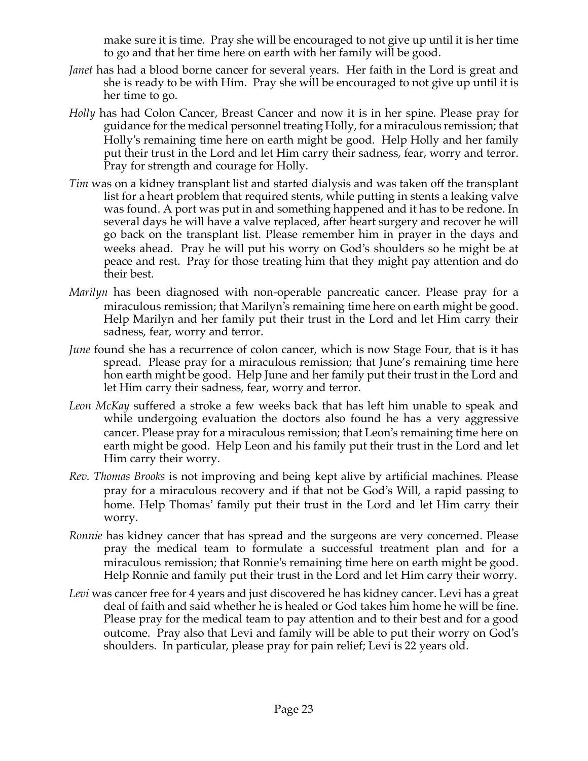make sure it is time. Pray she will be encouraged to not give up until it is her time to go and that her time here on earth with her family will be good.

*Janet* has had a blood borne cancer for several years. Her faith in the Lord is great and she is ready to be with Him. Pray she will be encouraged to not give up until it is her time to go.

*Holly* has had Colon Cancer, Breast Cancer and now it is in her spine. Please pray for guidance for the medical personnel treating Holly, for a miraculous remission; that Holly's remaining time here on earth might be good. Help Holly and her family put their trust in the Lord and let Him carry their sadness, fear, worry and terror. Pray for strength and courage for Holly.

*Tim* was on a kidney transplant list and started dialysis and was taken off the transplant list for a heart problem that required stents, while putting in stents a leaking valve was found. A port was put in and something happened and it has to be redone. In several days he will have a valve replaced, after heart surgery and recover he will go back on the transplant list. Please remember him in prayer in the days and weeks ahead. Pray he will put his worry on God's shoulders so he might be at peace and rest. Pray for those treating him that they might pay attention and do their best.

*Marilyn* has been diagnosed with non-operable pancreatic cancer. Please pray for a miraculous remission; that Marilyn's remaining time here on earth might be good. Help Marilyn and her family put their trust in the Lord and let Him carry their sadness, fear, worry and terror.

*June* found she has a recurrence of colon cancer, which is now Stage Four, that is it has spread. Please pray for a miraculous remission; that June's remaining time here hon earth might be good. Help June and her family put their trust in the Lord and let Him carry their sadness, fear, worry and terror.

*Leon McKay* suffered a stroke a few weeks back that has left him unable to speak and while undergoing evaluation the doctors also found he has a very aggressive cancer. Please pray for a miraculous remission; that Leon's remaining time here on earth might be good. Help Leon and his family put their trust in the Lord and let Him carry their worry.

*Rev. Thomas Brooks* is not improving and being kept alive by artificial machines. Please pray for a miraculous recovery and if that not be God's Will, a rapid passing to home. Help Thomas' family put their trust in the Lord and let Him carry their worry.

*Ronnie* has kidney cancer that has spread and the surgeons are very concerned. Please pray the medical team to formulate a successful treatment plan and for a miraculous remission; that Ronnie's remaining time here on earth might be good. Help Ronnie and family put their trust in the Lord and let Him carry their worry.

*Levi* was cancer free for 4 years and just discovered he has kidney cancer. Levi has a great deal of faith and said whether he is healed or God takes him home he will be fine. Please pray for the medical team to pay attention and to their best and for a good outcome. Pray also that Levi and family will be able to put their worry on God's shoulders. In particular, please pray for pain relief; Levi is 22 years old.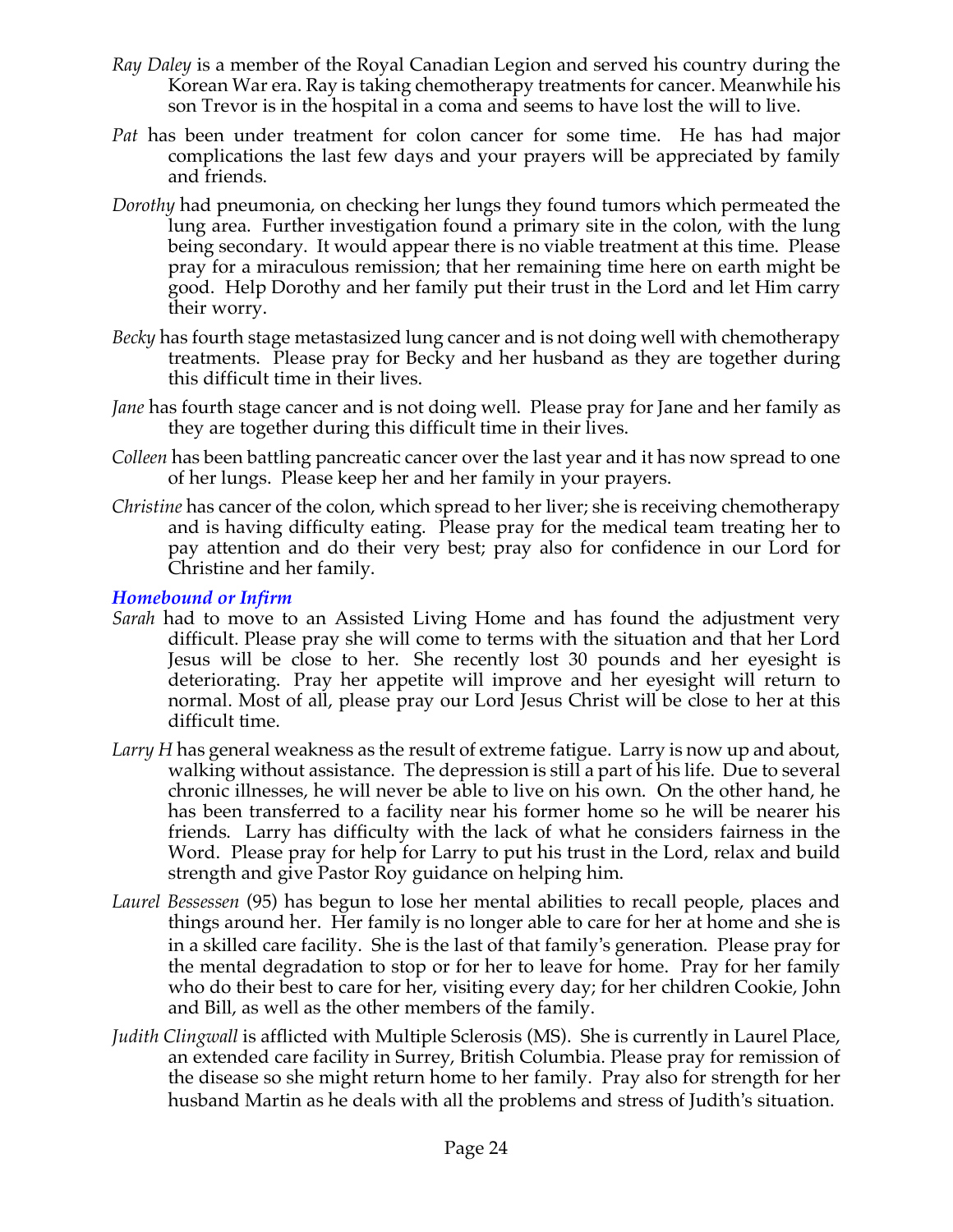*Ray Daley* is a member of the Royal Canadian Legion and served his country during the Korean War era. Ray is taking chemotherapy treatments for cancer. Meanwhile his son Trevor is in the hospital in a coma and seems to have lost the will to live.

*Pat* has been under treatment for colon cancer for some time. He has had major complications the last few days and your prayers will be appreciated by family and friends.

*Dorothy* had pneumonia, on checking her lungs they found tumors which permeated the lung area. Further investigation found a primary site in the colon, with the lung being secondary. It would appear there is no viable treatment at this time. Please pray for a miraculous remission; that her remaining time here on earth might be good. Help Dorothy and her family put their trust in the Lord and let Him carry their worry.

*Becky* has fourth stage metastasized lung cancer and is not doing well with chemotherapy treatments. Please pray for Becky and her husband as they are together during this difficult time in their lives.

*Jane* has fourth stage cancer and is not doing well. Please pray for Jane and her family as they are together during this difficult time in their lives.

*Colleen* has been battling pancreatic cancer over the last year and it has now spread to one of her lungs. Please keep her and her family in your prayers.

*Christine* has cancer of the colon, which spread to her liver; she is receiving chemotherapy and is having difficulty eating. Please pray for the medical team treating her to pay attention and do their very best; pray also for confidence in our Lord for Christine and her family.

### *Homebound or Infirm*

*Sarah* had to move to an Assisted Living Home and has found the adjustment very difficult. Please pray she will come to terms with the situation and that her Lord Jesus will be close to her. She recently lost 30 pounds and her eyesight is deteriorating. Pray her appetite will improve and her eyesight will return to normal. Most of all, please pray our Lord Jesus Christ will be close to her at this difficult time.

*Larry H* has general weakness as the result of extreme fatigue. Larry is now up and about, walking without assistance. The depression is still a part of his life. Due to several chronic illnesses, he will never be able to live on his own. On the other hand, he has been transferred to a facility near his former home so he will be nearer his friends. Larry has difficulty with the lack of what he considers fairness in the Word. Please pray for help for Larry to put his trust in the Lord, relax and build strength and give Pastor Roy guidance on helping him.

*Laurel Bessessen* (95) has begun to lose her mental abilities to recall people, places and things around her. Her family is no longer able to care for her at home and she is in a skilled care facility. She is the last of that family's generation. Please pray for the mental degradation to stop or for her to leave for home. Pray for her family who do their best to care for her, visiting every day; for her children Cookie, John and Bill, as well as the other members of the family.

*Judith Clingwall* is afflicted with Multiple Sclerosis (MS). She is currently in Laurel Place, an extended care facility in Surrey, British Columbia. Please pray for remission of the disease so she might return home to her family. Pray also for strength for her husband Martin as he deals with all the problems and stress of Judith's situation.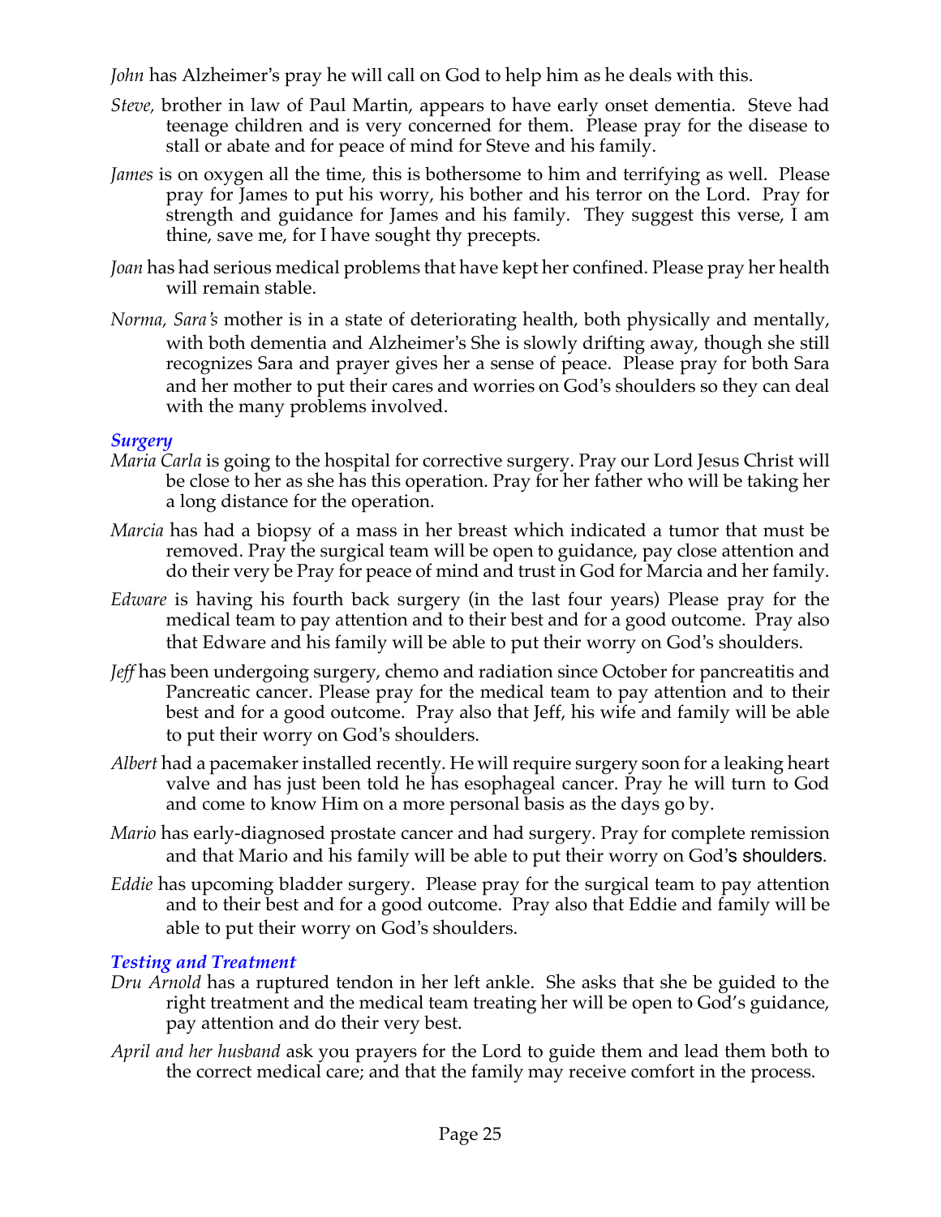*John* has Alzheimer's pray he will call on God to help him as he deals with this.

*Steve,* brother in law of Paul Martin, appears to have early onset dementia. Steve had teenage children and is very concerned for them. Please pray for the disease to stall or abate and for peace of mind for Steve and his family.

*James* is on oxygen all the time, this is bothersome to him and terrifying as well. Please pray for James to put his worry, his bother and his terror on the Lord. Pray for strength and guidance for James and his family. They suggest this verse, I am thine, save me, for I have sought thy precepts.

*Joan* has had serious medical problems that have kept her confined. Please pray her health will remain stable.

*Norma, Sara's* mother is in a state of deteriorating health, both physically and mentally, with both dementia and Alzheimer's She is slowly drifting away, though she still recognizes Sara and prayer gives her a sense of peace. Please pray for both Sara and her mother to put their cares and worries on God's shoulders so they can deal with the many problems involved.

### *Surgery*

*Maria Carla* is going to the hospital for corrective surgery. Pray our Lord Jesus Christ will be close to her as she has this operation. Pray for her father who will be taking her a long distance for the operation.

*Marcia* has had a biopsy of a mass in her breast which indicated a tumor that must be removed. Pray the surgical team will be open to guidance, pay close attention and do their very be Pray for peace of mind and trust in God for Marcia and her family.

*Edware* is having his fourth back surgery (in the last four years) Please pray for the medical team to pay attention and to their best and for a good outcome. Pray also that Edware and his family will be able to put their worry on God's shoulders.

*Jeff* has been undergoing surgery, chemo and radiation since October for pancreatitis and Pancreatic cancer. Please pray for the medical team to pay attention and to their best and for a good outcome. Pray also that Jeff, his wife and family will be able to put their worry on God's shoulders.

*Albert* had a pacemaker installed recently. He will require surgery soon for a leaking heart valve and has just been told he has esophageal cancer. Pray he will turn to God and come to know Him on a more personal basis as the days go by.

*Mario* has early-diagnosed prostate cancer and had surgery. Pray for complete remission and that Mario and his family will be able to put their worry on God's shoulders.

*Eddie* has upcoming bladder surgery. Please pray for the surgical team to pay attention and to their best and for a good outcome. Pray also that Eddie and family will be able to put their worry on God's shoulders.

### *Testing and Treatment*

*Dru Arnold* has a ruptured tendon in her left ankle. She asks that she be guided to the right treatment and the medical team treating her will be open to God's guidance, pay attention and do their very best.

*April and her husband* ask you prayers for the Lord to guide them and lead them both to the correct medical care; and that the family may receive comfort in the process.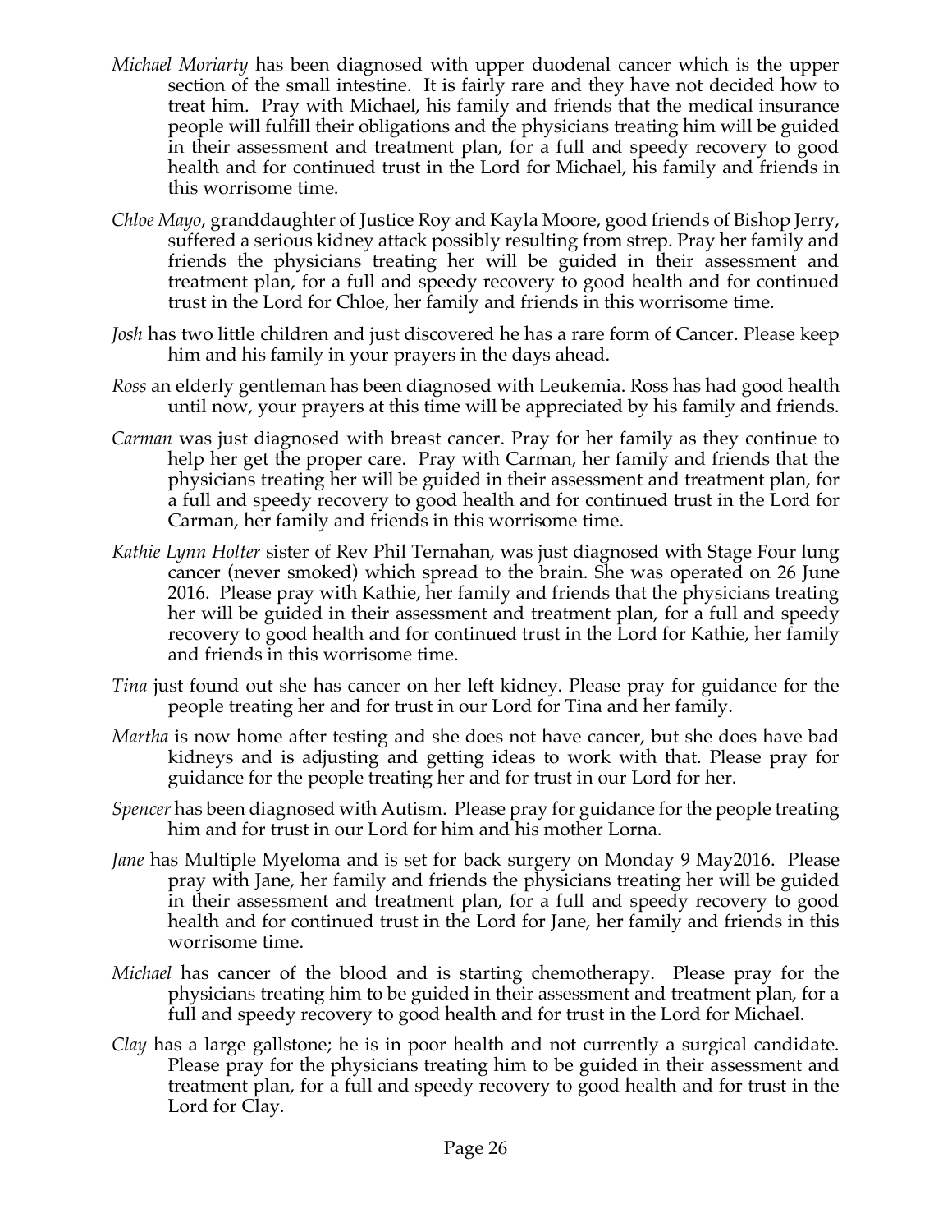*Michael Moriarty* has been diagnosed with upper duodenal cancer which is the upper section of the small intestine. It is fairly rare and they have not decided how to treat him. Pray with Michael, his family and friends that the medical insurance people will fulfill their obligations and the physicians treating him will be guided in their assessment and treatment plan, for a full and speedy recovery to good health and for continued trust in the Lord for Michael, his family and friends in this worrisome time.

*Chloe Mayo*, granddaughter of Justice Roy and Kayla Moore, good friends of Bishop Jerry, suffered a serious kidney attack possibly resulting from strep. Pray her family and friends the physicians treating her will be guided in their assessment and treatment plan, for a full and speedy recovery to good health and for continued trust in the Lord for Chloe, her family and friends in this worrisome time.

*Josh* has two little children and just discovered he has a rare form of Cancer. Please keep him and his family in your prayers in the days ahead.

*Ross* an elderly gentleman has been diagnosed with Leukemia. Ross has had good health until now, your prayers at this time will be appreciated by his family and friends.

*Carman* was just diagnosed with breast cancer. Pray for her family as they continue to help her get the proper care. Pray with Carman, her family and friends that the physicians treating her will be guided in their assessment and treatment plan, for a full and speedy recovery to good health and for continued trust in the Lord for Carman, her family and friends in this worrisome time.

*Kathie Lynn Holter* sister of Rev Phil Ternahan, was just diagnosed with Stage Four lung cancer (never smoked) which spread to the brain. She was operated on 26 June 2016. Please pray with Kathie, her family and friends that the physicians treating her will be guided in their assessment and treatment plan, for a full and speedy recovery to good health and for continued trust in the Lord for Kathie, her family and friends in this worrisome time.

*Tina* just found out she has cancer on her left kidney. Please pray for guidance for the people treating her and for trust in our Lord for Tina and her family.

*Martha* is now home after testing and she does not have cancer, but she does have bad kidneys and is adjusting and getting ideas to work with that. Please pray for guidance for the people treating her and for trust in our Lord for her.

*Spencer* has been diagnosed with Autism. Please pray for guidance for the people treating him and for trust in our Lord for him and his mother Lorna.

*Jane* has Multiple Myeloma and is set for back surgery on Monday 9 May2016. Please pray with Jane, her family and friends the physicians treating her will be guided in their assessment and treatment plan, for a full and speedy recovery to good health and for continued trust in the Lord for Jane, her family and friends in this worrisome time.

*Michael* has cancer of the blood and is starting chemotherapy. Please pray for the physicians treating him to be guided in their assessment and treatment plan, for a full and speedy recovery to good health and for trust in the Lord for Michael.

*Clay* has a large gallstone; he is in poor health and not currently a surgical candidate. Please pray for the physicians treating him to be guided in their assessment and treatment plan, for a full and speedy recovery to good health and for trust in the Lord for Clay.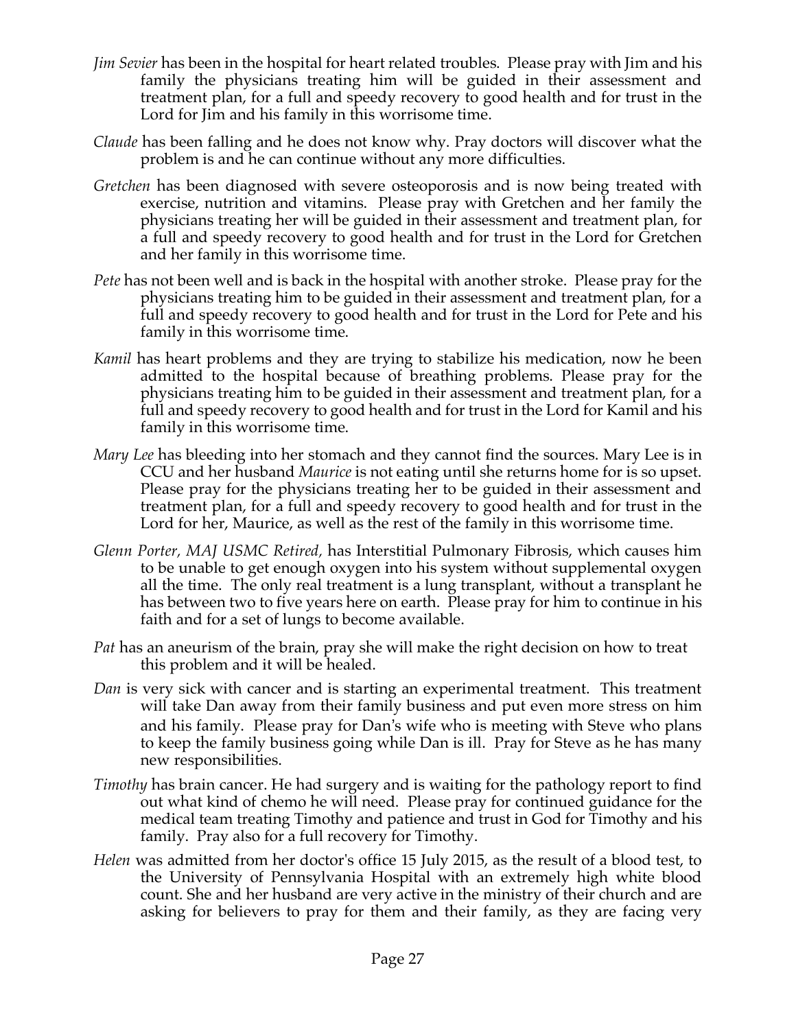*Jim Sevier* has been in the hospital for heart related troubles. Please pray with Jim and his family the physicians treating him will be guided in their assessment and treatment plan, for a full and speedy recovery to good health and for trust in the Lord for Jim and his family in this worrisome time.

*Claude* has been falling and he does not know why. Pray doctors will discover what the problem is and he can continue without any more difficulties.

*Gretchen* has been diagnosed with severe osteoporosis and is now being treated with exercise, nutrition and vitamins. Please pray with Gretchen and her family the physicians treating her will be guided in their assessment and treatment plan, for a full and speedy recovery to good health and for trust in the Lord for Gretchen and her family in this worrisome time.

*Pete* has not been well and is back in the hospital with another stroke. Please pray for the physicians treating him to be guided in their assessment and treatment plan, for a full and speedy recovery to good health and for trust in the Lord for Pete and his family in this worrisome time.

*Kamil* has heart problems and they are trying to stabilize his medication, now he been admitted to the hospital because of breathing problems. Please pray for the physicians treating him to be guided in their assessment and treatment plan, for a full and speedy recovery to good health and for trust in the Lord for Kamil and his family in this worrisome time.

*Mary Lee* has bleeding into her stomach and they cannot find the sources. Mary Lee is in CCU and her husband *Maurice* is not eating until she returns home for is so upset. Please pray for the physicians treating her to be guided in their assessment and treatment plan, for a full and speedy recovery to good health and for trust in the Lord for her, Maurice, as well as the rest of the family in this worrisome time.

*Glenn Porter, MAJ USMC Retired,* has Interstitial Pulmonary Fibrosis, which causes him to be unable to get enough oxygen into his system without supplemental oxygen all the time. The only real treatment is a lung transplant, without a transplant he has between two to five years here on earth. Please pray for him to continue in his faith and for a set of lungs to become available.

*Pat* has an aneurism of the brain, pray she will make the right decision on how to treat this problem and it will be healed.

*Dan* is very sick with cancer and is starting an experimental treatment. This treatment will take Dan away from their family business and put even more stress on him and his family. Please pray for Dan's wife who is meeting with Steve who plans to keep the family business going while Dan is ill. Pray for Steve as he has many new responsibilities.

*Timothy* has brain cancer. He had surgery and is waiting for the pathology report to find out what kind of chemo he will need. Please pray for continued guidance for the medical team treating Timothy and patience and trust in God for Timothy and his family. Pray also for a full recovery for Timothy.

*Helen* was admitted from her doctor's office 15 July 2015, as the result of a blood test, to the University of Pennsylvania Hospital with an extremely high white blood count. She and her husband are very active in the ministry of their church and are asking for believers to pray for them and their family, as they are facing very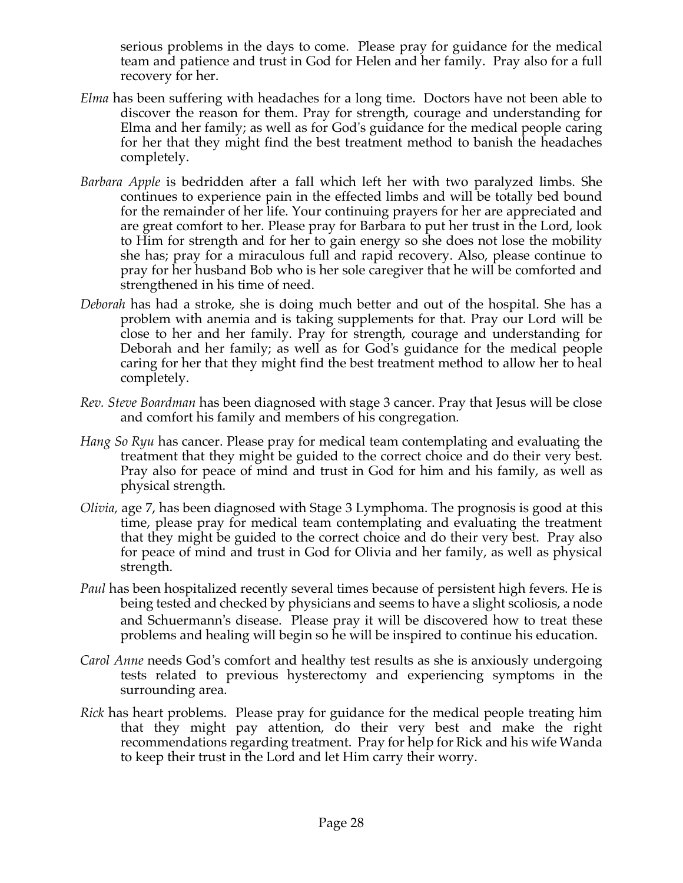serious problems in the days to come. Please pray for guidance for the medical team and patience and trust in God for Helen and her family. Pray also for a full recovery for her.

*Elma* has been suffering with headaches for a long time. Doctors have not been able to discover the reason for them. Pray for strength, courage and understanding for Elma and her family; as well as for God's guidance for the medical people caring for her that they might find the best treatment method to banish the headaches completely.

*Barbara Apple* is bedridden after a fall which left her with two paralyzed limbs. She continues to experience pain in the effected limbs and will be totally bed bound for the remainder of her life. Your continuing prayers for her are appreciated and are great comfort to her. Please pray for Barbara to put her trust in the Lord, look to Him for strength and for her to gain energy so she does not lose the mobility she has; pray for a miraculous full and rapid recovery. Also, please continue to pray for her husband Bob who is her sole caregiver that he will be comforted and strengthened in his time of need.

*Deborah* has had a stroke, she is doing much better and out of the hospital. She has a problem with anemia and is taking supplements for that. Pray our Lord will be close to her and her family. Pray for strength, courage and understanding for Deborah and her family; as well as for God's guidance for the medical people caring for her that they might find the best treatment method to allow her to heal completely.

*Rev. Steve Boardman* has been diagnosed with stage 3 cancer. Pray that Jesus will be close and comfort his family and members of his congregation.

*Hang So Ryu* has cancer. Please pray for medical team contemplating and evaluating the treatment that they might be guided to the correct choice and do their very best. Pray also for peace of mind and trust in God for him and his family, as well as physical strength.

*Olivia,* age 7, has been diagnosed with Stage 3 Lymphoma. The prognosis is good at this time, please pray for medical team contemplating and evaluating the treatment that they might be guided to the correct choice and do their very best. Pray also for peace of mind and trust in God for Olivia and her family, as well as physical strength.

*Paul* has been hospitalized recently several times because of persistent high fevers. He is being tested and checked by physicians and seems to have a slight scoliosis, a node and Schuermann's disease. Please pray it will be discovered how to treat these problems and healing will begin so he will be inspired to continue his education.

*Carol Anne* needs God's comfort and healthy test results as she is anxiously undergoing tests related to previous hysterectomy and experiencing symptoms in the surrounding area.

*Rick* has heart problems. Please pray for guidance for the medical people treating him that they might pay attention, do their very best and make the right recommendations regarding treatment. Pray for help for Rick and his wife Wanda to keep their trust in the Lord and let Him carry their worry.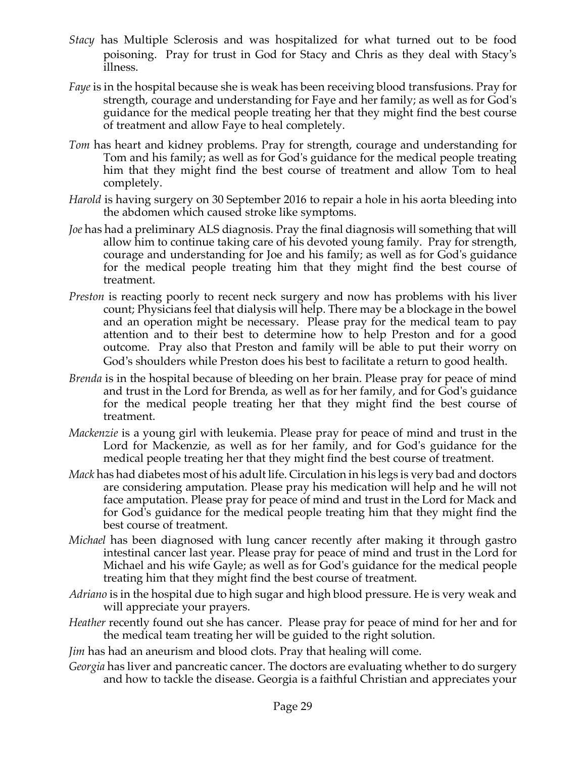*Stacy* has Multiple Sclerosis and was hospitalized for what turned out to be food poisoning. Pray for trust in God for Stacy and Chris as they deal with Stacy's illness.

*Faye* is in the hospital because she is weak has been receiving blood transfusions. Pray for strength, courage and understanding for Faye and her family; as well as for God's guidance for the medical people treating her that they might find the best course of treatment and allow Faye to heal completely.

*Tom* has heart and kidney problems. Pray for strength, courage and understanding for Tom and his family; as well as for God's guidance for the medical people treating him that they might find the best course of treatment and allow Tom to heal completely.

*Harold* is having surgery on 30 September 2016 to repair a hole in his aorta bleeding into the abdomen which caused stroke like symptoms.

*Joe* has had a preliminary ALS diagnosis. Pray the final diagnosis will something that will allow him to continue taking care of his devoted young family. Pray for strength, courage and understanding for Joe and his family; as well as for God's guidance for the medical people treating him that they might find the best course of treatment.

*Preston* is reacting poorly to recent neck surgery and now has problems with his liver count; Physicians feel that dialysis will help. There may be a blockage in the bowel and an operation might be necessary. Please pray for the medical team to pay attention and to their best to determine how to help Preston and for a good outcome. Pray also that Preston and family will be able to put their worry on God's shoulders while Preston does his best to facilitate a return to good health.

*Brenda* is in the hospital because of bleeding on her brain. Please pray for peace of mind and trust in the Lord for Brenda, as well as for her family, and for God's guidance for the medical people treating her that they might find the best course of treatment.

*Mackenzie* is a young girl with leukemia. Please pray for peace of mind and trust in the Lord for Mackenzie, as well as for her family, and for God's guidance for the medical people treating her that they might find the best course of treatment.

*Mack* has had diabetes most of his adult life. Circulation in his legs is very bad and doctors are considering amputation. Please pray his medication will help and he will not face amputation. Please pray for peace of mind and trust in the Lord for Mack and for God's guidance for the medical people treating him that they might find the best course of treatment.

*Michael* has been diagnosed with lung cancer recently after making it through gastro intestinal cancer last year. Please pray for peace of mind and trust in the Lord for Michael and his wife Gayle; as well as for God's guidance for the medical people treating him that they might find the best course of treatment.

*Adriano* is in the hospital due to high sugar and high blood pressure. He is very weak and will appreciate your prayers.

*Heather* recently found out she has cancer. Please pray for peace of mind for her and for the medical team treating her will be guided to the right solution.

*Jim* has had an aneurism and blood clots. Pray that healing will come.

*Georgia* has liver and pancreatic cancer. The doctors are evaluating whether to do surgery and how to tackle the disease. Georgia is a faithful Christian and appreciates your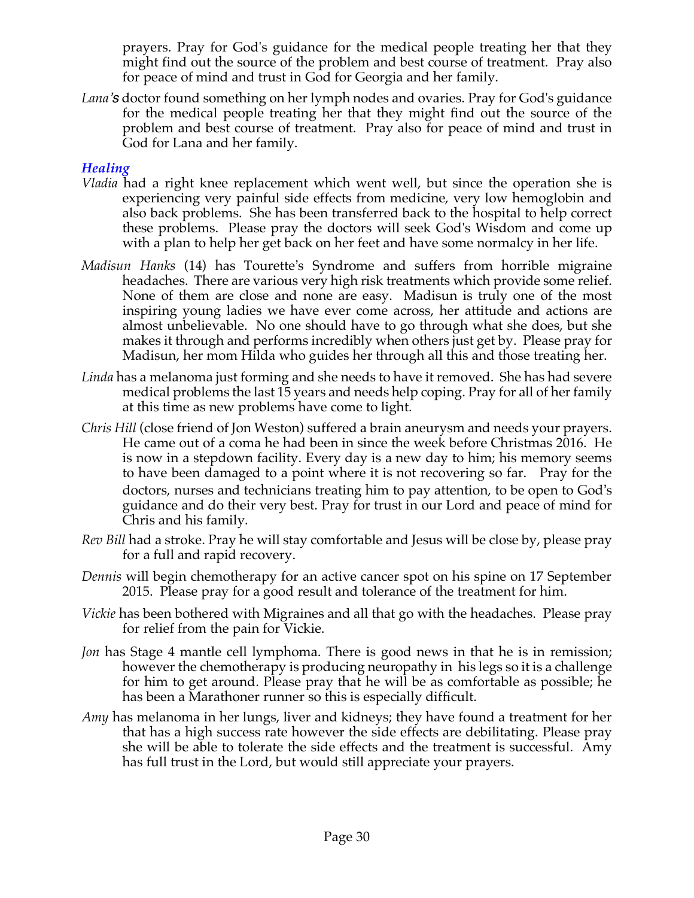prayers. Pray for God's guidance for the medical people treating her that they might find out the source of the problem and best course of treatment. Pray also for peace of mind and trust in God for Georgia and her family.

*Lana's* doctor found something on her lymph nodes and ovaries. Pray for God's guidance for the medical people treating her that they might find out the source of the problem and best course of treatment. Pray also for peace of mind and trust in God for Lana and her family.

### *Healing*

*Vladia* had a right knee replacement which went well, but since the operation she is experiencing very painful side effects from medicine, very low hemoglobin and also back problems. She has been transferred back to the hospital to help correct these problems. Please pray the doctors will seek God's Wisdom and come up with a plan to help her get back on her feet and have some normalcy in her life.

*Madisun Hanks* (14) has Tourette's Syndrome and suffers from horrible migraine headaches. There are various very high risk treatments which provide some relief. None of them are close and none are easy. Madisun is truly one of the most inspiring young ladies we have ever come across, her attitude and actions are almost unbelievable. No one should have to go through what she does, but she makes it through and performs incredibly when others just get by. Please pray for Madisun, her mom Hilda who guides her through all this and those treating her.

*Linda* has a melanoma just forming and she needs to have it removed. She has had severe medical problems the last 15 years and needs help coping. Pray for all of her family at this time as new problems have come to light.

*Chris Hill* (close friend of Jon Weston) suffered a brain aneurysm and needs your prayers. He came out of a coma he had been in since the week before Christmas 2016. He is now in a stepdown facility. Every day is a new day to him; his memory seems to have been damaged to a point where it is not recovering so far. Pray for the doctors, nurses and technicians treating him to pay attention, to be open to God's guidance and do their very best. Pray for trust in our Lord and peace of mind for Chris and his family.

*Rev Bill* had a stroke. Pray he will stay comfortable and Jesus will be close by, please pray for a full and rapid recovery.

*Dennis* will begin chemotherapy for an active cancer spot on his spine on 17 September 2015. Please pray for a good result and tolerance of the treatment for him.

*Vickie* has been bothered with Migraines and all that go with the headaches. Please pray for relief from the pain for Vickie.

*Jon* has Stage 4 mantle cell lymphoma. There is good news in that he is in remission; however the chemotherapy is producing neuropathy in his legs so it is a challenge for him to get around. Please pray that he will be as comfortable as possible; he has been a Marathoner runner so this is especially difficult.

*Amy* has melanoma in her lungs, liver and kidneys; they have found a treatment for her that has a high success rate however the side effects are debilitating. Please pray she will be able to tolerate the side effects and the treatment is successful. Amy has full trust in the Lord, but would still appreciate your prayers.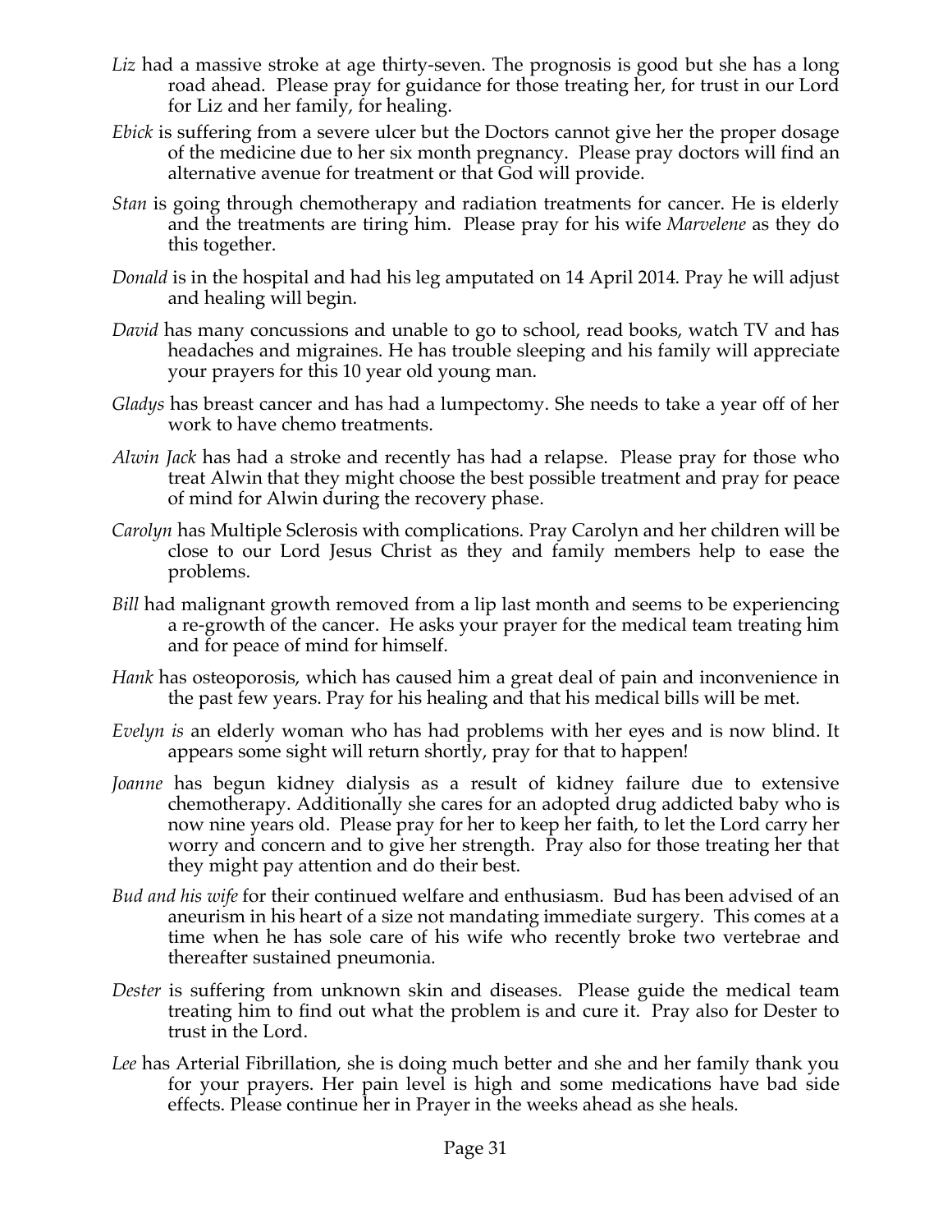*Liz* had a massive stroke at age thirty-seven. The prognosis is good but she has a long road ahead. Please pray for guidance for those treating her, for trust in our Lord for Liz and her family, for healing.

*Ebick* is suffering from a severe ulcer but the Doctors cannot give her the proper dosage of the medicine due to her six month pregnancy. Please pray doctors will find an alternative avenue for treatment or that God will provide.

*Stan* is going through chemotherapy and radiation treatments for cancer. He is elderly and the treatments are tiring him. Please pray for his wife *Marvelene* as they do this together.

*Donald* is in the hospital and had his leg amputated on 14 April 2014. Pray he will adjust and healing will begin.

*David* has many concussions and unable to go to school, read books, watch TV and has headaches and migraines. He has trouble sleeping and his family will appreciate your prayers for this 10 year old young man.

*Gladys* has breast cancer and has had a lumpectomy. She needs to take a year off of her work to have chemo treatments.

*Alwin Jack* has had a stroke and recently has had a relapse. Please pray for those who treat Alwin that they might choose the best possible treatment and pray for peace of mind for Alwin during the recovery phase.

*Carolyn* has Multiple Sclerosis with complications. Pray Carolyn and her children will be close to our Lord Jesus Christ as they and family members help to ease the problems.

*Bill* had malignant growth removed from a lip last month and seems to be experiencing a re-growth of the cancer. He asks your prayer for the medical team treating him and for peace of mind for himself.

*Hank* has osteoporosis, which has caused him a great deal of pain and inconvenience in the past few years. Pray for his healing and that his medical bills will be met.

*Evelyn is* an elderly woman who has had problems with her eyes and is now blind. It appears some sight will return shortly, pray for that to happen!

*Joanne* has begun kidney dialysis as a result of kidney failure due to extensive chemotherapy. Additionally she cares for an adopted drug addicted baby who is now nine years old. Please pray for her to keep her faith, to let the Lord carry her worry and concern and to give her strength. Pray also for those treating her that they might pay attention and do their best.

*Bud and his wife* for their continued welfare and enthusiasm. Bud has been advised of an aneurism in his heart of a size not mandating immediate surgery. This comes at a time when he has sole care of his wife who recently broke two vertebrae and thereafter sustained pneumonia.

*Dester* is suffering from unknown skin and diseases. Please guide the medical team treating him to find out what the problem is and cure it. Pray also for Dester to trust in the Lord.

*Lee* has Arterial Fibrillation, she is doing much better and she and her family thank you for your prayers. Her pain level is high and some medications have bad side effects. Please continue her in Prayer in the weeks ahead as she heals.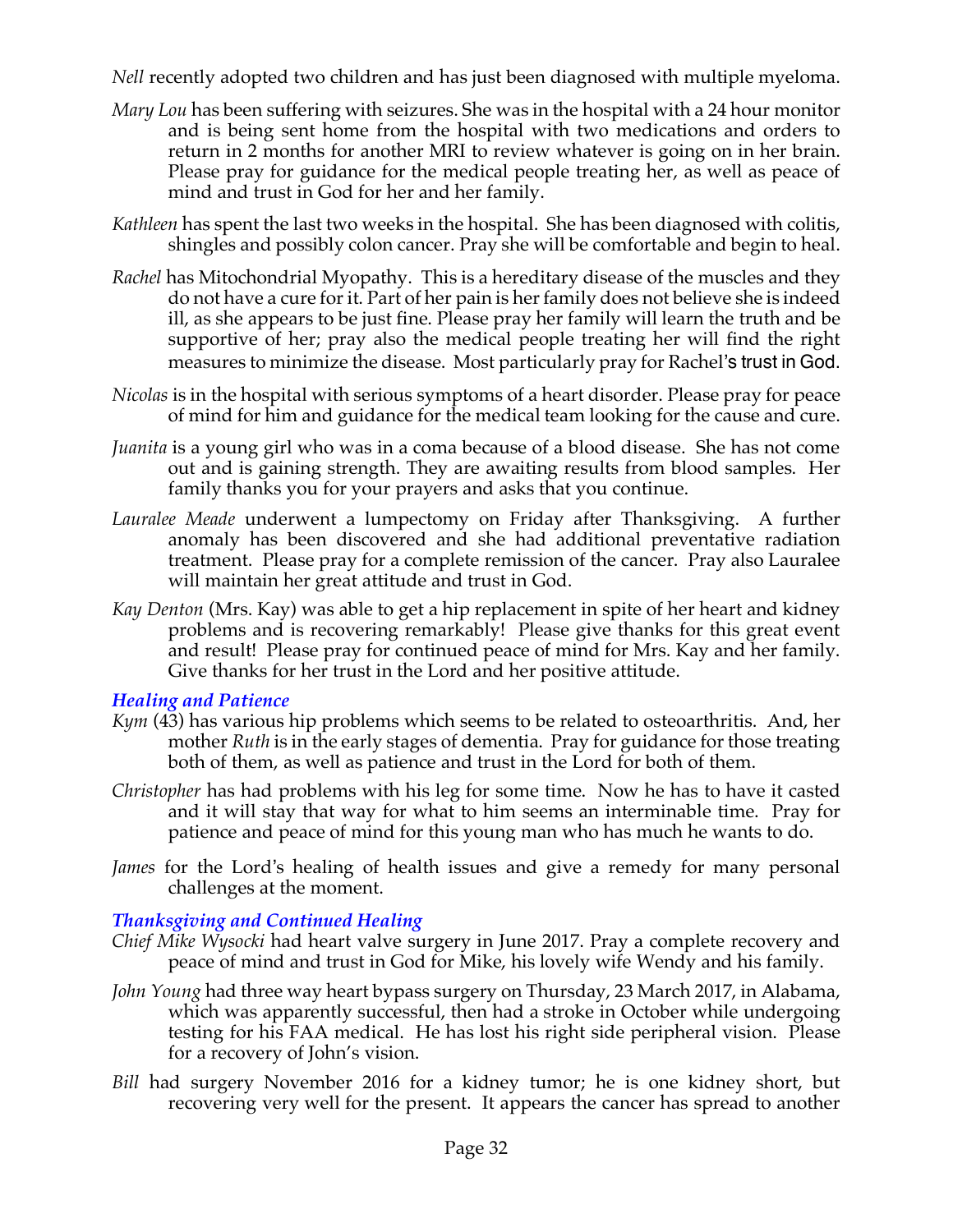*Nell* recently adopted two children and has just been diagnosed with multiple myeloma.

*Mary Lou* has been suffering with seizures. She was in the hospital with a 24 hour monitor and is being sent home from the hospital with two medications and orders to return in 2 months for another MRI to review whatever is going on in her brain. Please pray for guidance for the medical people treating her, as well as peace of mind and trust in God for her and her family.

*Kathleen* has spent the last two weeks in the hospital. She has been diagnosed with colitis, shingles and possibly colon cancer. Pray she will be comfortable and begin to heal.

*Rachel* has Mitochondrial Myopathy. This is a hereditary disease of the muscles and they do not have a cure for it. Part of her pain is her family does not believe she is indeed ill, as she appears to be just fine. Please pray her family will learn the truth and be supportive of her; pray also the medical people treating her will find the right measures to minimize the disease. Most particularly pray for Rachel's trust in God.

*Nicolas* is in the hospital with serious symptoms of a heart disorder. Please pray for peace of mind for him and guidance for the medical team looking for the cause and cure.

*Juanita* is a young girl who was in a coma because of a blood disease. She has not come out and is gaining strength. They are awaiting results from blood samples. Her family thanks you for your prayers and asks that you continue.

*Lauralee Meade* underwent a lumpectomy on Friday after Thanksgiving. A further anomaly has been discovered and she had additional preventative radiation treatment. Please pray for a complete remission of the cancer. Pray also Lauralee will maintain her great attitude and trust in God.

*Kay Denton* (Mrs. Kay) was able to get a hip replacement in spite of her heart and kidney problems and is recovering remarkably! Please give thanks for this great event and result! Please pray for continued peace of mind for Mrs. Kay and her family. Give thanks for her trust in the Lord and her positive attitude.

### *Healing and Patience*

*Kym* (43) has various hip problems which seems to be related to osteoarthritis. And, her mother *Ruth* is in the early stages of dementia. Pray for guidance for those treating both of them, as well as patience and trust in the Lord for both of them.

*Christopher* has had problems with his leg for some time. Now he has to have it casted and it will stay that way for what to him seems an interminable time. Pray for patience and peace of mind for this young man who has much he wants to do.

*James* for the Lord's healing of health issues and give a remedy for many personal challenges at the moment.

### *Thanksgiving and Continued Healing*

*Chief Mike Wysocki* had heart valve surgery in June 2017. Pray a complete recovery and peace of mind and trust in God for Mike, his lovely wife Wendy and his family.

*John Young* had three way heart bypass surgery on Thursday, 23 March 2017, in Alabama, which was apparently successful, then had a stroke in October while undergoing testing for his FAA medical. He has lost his right side peripheral vision. Please for a recovery of John's vision.

*Bill* had surgery November 2016 for a kidney tumor; he is one kidney short, but recovering very well for the present. It appears the cancer has spread to another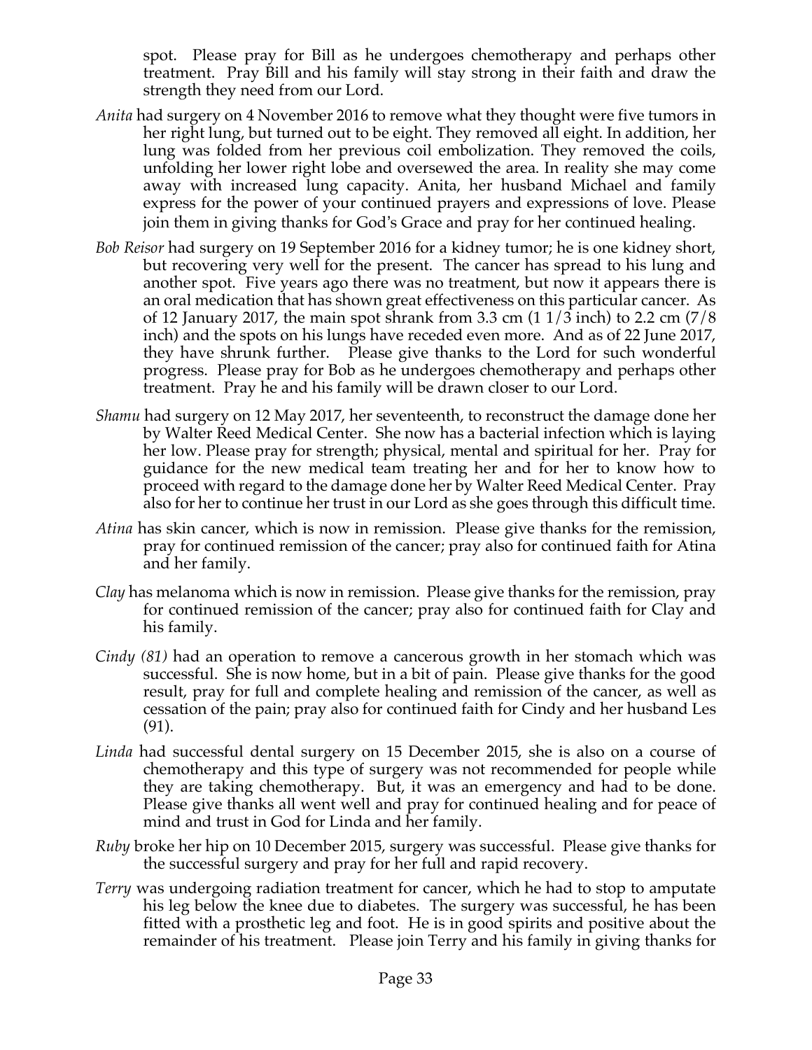spot. Please pray for Bill as he undergoes chemotherapy and perhaps other treatment. Pray Bill and his family will stay strong in their faith and draw the strength they need from our Lord.

*Anita* had surgery on 4 November 2016 to remove what they thought were five tumors in her right lung, but turned out to be eight. They removed all eight. In addition, her lung was folded from her previous coil embolization. They removed the coils, unfolding her lower right lobe and oversewed the area. In reality she may come away with increased lung capacity. Anita, her husband Michael and family express for the power of your continued prayers and expressions of love. Please join them in giving thanks for God's Grace and pray for her continued healing.

*Bob Reisor* had surgery on 19 September 2016 for a kidney tumor; he is one kidney short, but recovering very well for the present. The cancer has spread to his lung and another spot. Five years ago there was no treatment, but now it appears there is an oral medication that has shown great effectiveness on this particular cancer. As of 12 January 2017, the main spot shrank from 3.3 cm (1 1/3 inch) to 2.2 cm (7/8 inch) and the spots on his lungs have receded even more. And as of 22 June 2017, they have shrunk further. Please give thanks to the Lord for such wonderful progress. Please pray for Bob as he undergoes chemotherapy and perhaps other treatment. Pray he and his family will be drawn closer to our Lord.

*Shamu* had surgery on 12 May 2017, her seventeenth, to reconstruct the damage done her by Walter Reed Medical Center. She now has a bacterial infection which is laying her low. Please pray for strength; physical, mental and spiritual for her. Pray for guidance for the new medical team treating her and for her to know how to proceed with regard to the damage done her by Walter Reed Medical Center. Pray also for her to continue her trust in our Lord as she goes through this difficult time.

*Atina* has skin cancer, which is now in remission. Please give thanks for the remission, pray for continued remission of the cancer; pray also for continued faith for Atina and her family.

*Clay* has melanoma which is now in remission. Please give thanks for the remission, pray for continued remission of the cancer; pray also for continued faith for Clay and his family.

*Cindy (81)* had an operation to remove a cancerous growth in her stomach which was successful. She is now home, but in a bit of pain. Please give thanks for the good result, pray for full and complete healing and remission of the cancer, as well as cessation of the pain; pray also for continued faith for Cindy and her husband Les (91).

*Linda* had successful dental surgery on 15 December 2015, she is also on a course of chemotherapy and this type of surgery was not recommended for people while they are taking chemotherapy. But, it was an emergency and had to be done. Please give thanks all went well and pray for continued healing and for peace of mind and trust in God for Linda and her family.

*Ruby* broke her hip on 10 December 2015, surgery was successful. Please give thanks for the successful surgery and pray for her full and rapid recovery.

*Terry* was undergoing radiation treatment for cancer, which he had to stop to amputate his leg below the knee due to diabetes. The surgery was successful, he has been fitted with a prosthetic leg and foot. He is in good spirits and positive about the remainder of his treatment. Please join Terry and his family in giving thanks for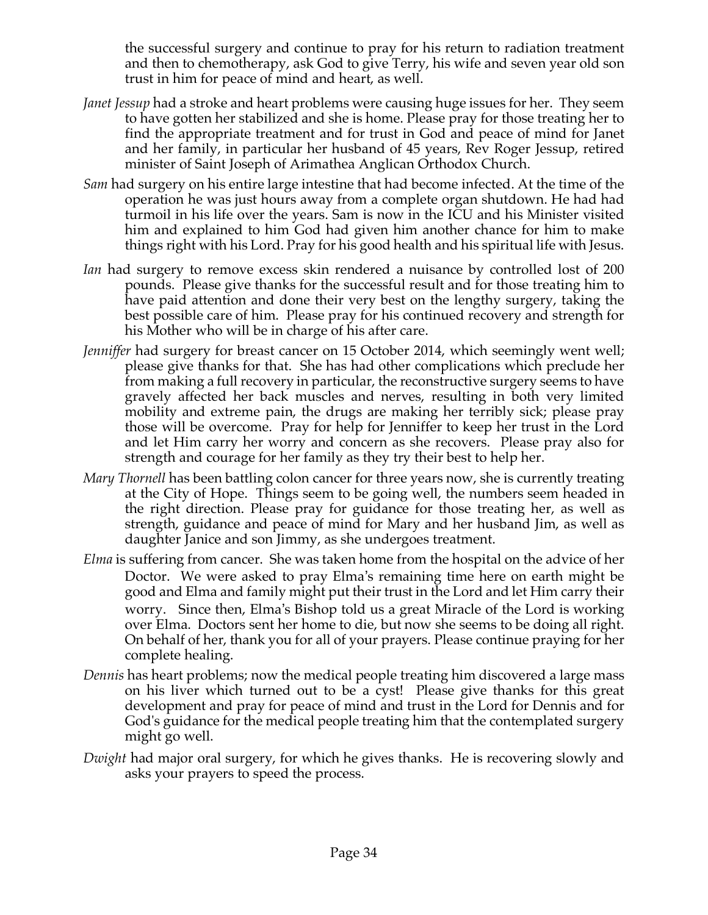the successful surgery and continue to pray for his return to radiation treatment and then to chemotherapy, ask God to give Terry, his wife and seven year old son trust in him for peace of mind and heart, as well.

*Janet Jessup* had a stroke and heart problems were causing huge issues for her. They seem to have gotten her stabilized and she is home. Please pray for those treating her to find the appropriate treatment and for trust in God and peace of mind for Janet and her family, in particular her husband of 45 years, Rev Roger Jessup, retired minister of Saint Joseph of Arimathea Anglican Orthodox Church.

*Sam* had surgery on his entire large intestine that had become infected. At the time of the operation he was just hours away from a complete organ shutdown. He had had turmoil in his life over the years. Sam is now in the ICU and his Minister visited him and explained to him God had given him another chance for him to make things right with his Lord. Pray for his good health and his spiritual life with Jesus.

*Ian* had surgery to remove excess skin rendered a nuisance by controlled lost of 200 pounds. Please give thanks for the successful result and for those treating him to have paid attention and done their very best on the lengthy surgery, taking the best possible care of him. Please pray for his continued recovery and strength for his Mother who will be in charge of his after care.

*Jenniffer* had surgery for breast cancer on 15 October 2014, which seemingly went well; please give thanks for that. She has had other complications which preclude her from making a full recovery in particular, the reconstructive surgery seems to have gravely affected her back muscles and nerves, resulting in both very limited mobility and extreme pain, the drugs are making her terribly sick; please pray those will be overcome. Pray for help for Jenniffer to keep her trust in the Lord and let Him carry her worry and concern as she recovers. Please pray also for strength and courage for her family as they try their best to help her.

*Mary Thornell* has been battling colon cancer for three years now, she is currently treating at the City of Hope. Things seem to be going well, the numbers seem headed in the right direction. Please pray for guidance for those treating her, as well as strength, guidance and peace of mind for Mary and her husband Jim, as well as daughter Janice and son Jimmy, as she undergoes treatment.

*Elma* is suffering from cancer. She was taken home from the hospital on the advice of her Doctor. We were asked to pray Elma's remaining time here on earth might be good and Elma and family might put their trust in the Lord and let Him carry their worry. Since then, Elma's Bishop told us a great Miracle of the Lord is working over Elma. Doctors sent her home to die, but now she seems to be doing all right. On behalf of her, thank you for all of your prayers. Please continue praying for her complete healing.

*Dennis* has heart problems; now the medical people treating him discovered a large mass on his liver which turned out to be a cyst! Please give thanks for this great development and pray for peace of mind and trust in the Lord for Dennis and for God's guidance for the medical people treating him that the contemplated surgery might go well.

*Dwight* had major oral surgery, for which he gives thanks. He is recovering slowly and asks your prayers to speed the process.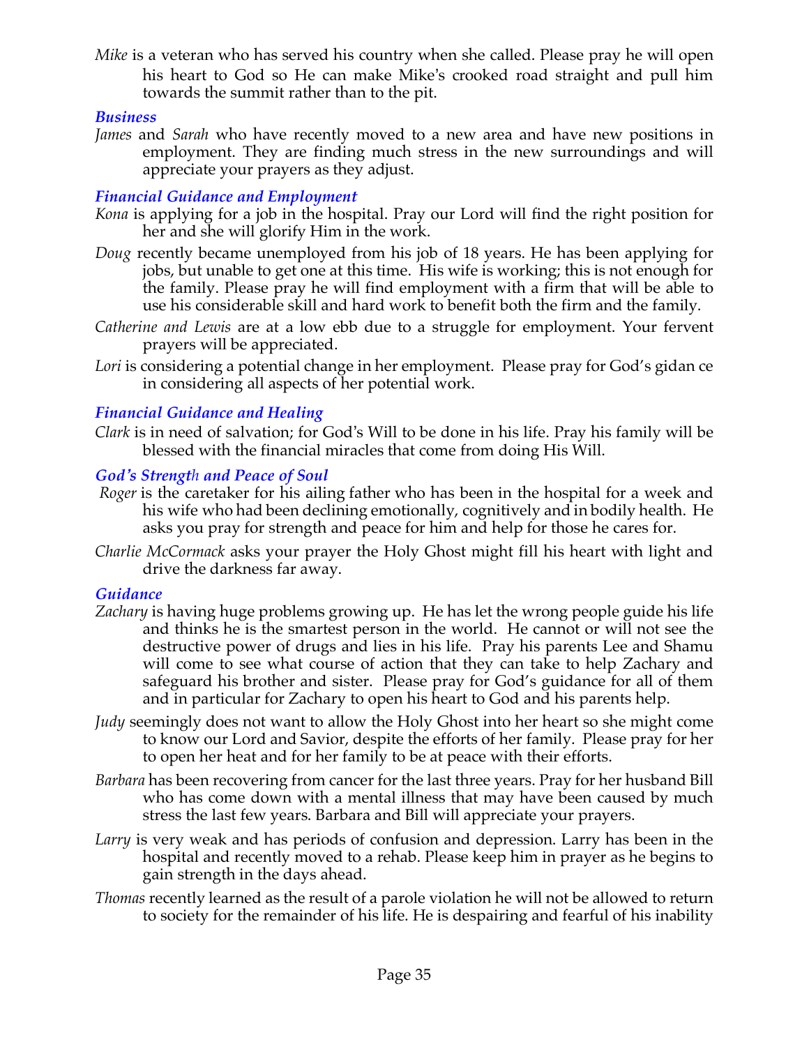*Mike* is a veteran who has served his country when she called. Please pray he will open his heart to God so He can make Mike's crooked road straight and pull him towards the summit rather than to the pit.

### *Business*

*James* and *Sarah* who have recently moved to a new area and have new positions in employment. They are finding much stress in the new surroundings and will appreciate your prayers as they adjust.

### *Financial Guidance and Employment*

*Kona* is applying for a job in the hospital. Pray our Lord will find the right position for her and she will glorify Him in the work.

*Doug* recently became unemployed from his job of 18 years. He has been applying for jobs, but unable to get one at this time. His wife is working; this is not enough for the family. Please pray he will find employment with a firm that will be able to use his considerable skill and hard work to benefit both the firm and the family.

*Catherine and Lewis* are at a low ebb due to a struggle for employment. Your fervent prayers will be appreciated.

*Lori* is considering a potential change in her employment. Please pray for God's gidan ce in considering all aspects of her potential work.

### *Financial Guidance and Healing*

*Clark* is in need of salvation; for God's Will to be done in his life. Pray his family will be blessed with the financial miracles that come from doing His Will.

### *God's Strength and Peace of Soul*

*Roger* is the caretaker for his ailing father who has been in the hospital for a week and his wife who had been declining emotionally, cognitively and in bodily health. He asks you pray for strength and peace for him and help for those he cares for.

*Charlie McCormack* asks your prayer the Holy Ghost might fill his heart with light and drive the darkness far away.

### *Guidance*

*Zachary* is having huge problems growing up. He has let the wrong people guide his life and thinks he is the smartest person in the world. He cannot or will not see the destructive power of drugs and lies in his life. Pray his parents Lee and Shamu will come to see what course of action that they can take to help Zachary and safeguard his brother and sister. Please pray for God's guidance for all of them and in particular for Zachary to open his heart to God and his parents help.

*Judy* seemingly does not want to allow the Holy Ghost into her heart so she might come to know our Lord and Savior, despite the efforts of her family. Please pray for her to open her heat and for her family to be at peace with their efforts.

*Barbara* has been recovering from cancer for the last three years. Pray for her husband Bill who has come down with a mental illness that may have been caused by much stress the last few years. Barbara and Bill will appreciate your prayers.

*Larry* is very weak and has periods of confusion and depression. Larry has been in the hospital and recently moved to a rehab. Please keep him in prayer as he begins to gain strength in the days ahead.

*Thomas* recently learned as the result of a parole violation he will not be allowed to return to society for the remainder of his life. He is despairing and fearful of his inability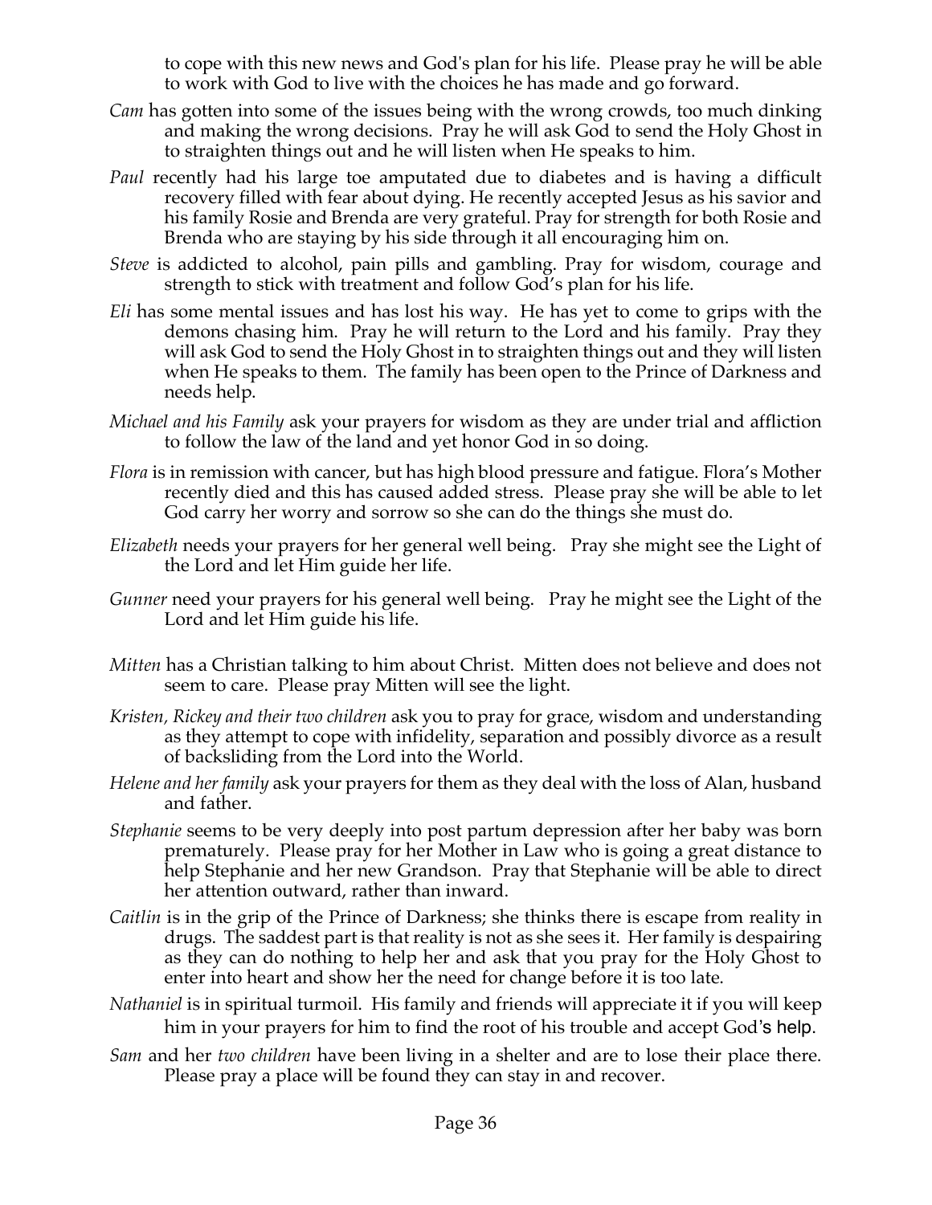to cope with this new news and God's plan for his life. Please pray he will be able to work with God to live with the choices he has made and go forward.

*Cam* has gotten into some of the issues being with the wrong crowds, too much dinking and making the wrong decisions. Pray he will ask God to send the Holy Ghost in to straighten things out and he will listen when He speaks to him.

*Paul* recently had his large toe amputated due to diabetes and is having a difficult recovery filled with fear about dying. He recently accepted Jesus as his savior and his family Rosie and Brenda are very grateful. Pray for strength for both Rosie and Brenda who are staying by his side through it all encouraging him on.

*Steve* is addicted to alcohol, pain pills and gambling. Pray for wisdom, courage and strength to stick with treatment and follow God's plan for his life.

*Eli* has some mental issues and has lost his way. He has yet to come to grips with the demons chasing him. Pray he will return to the Lord and his family. Pray they will ask God to send the Holy Ghost in to straighten things out and they will listen when He speaks to them. The family has been open to the Prince of Darkness and needs help.

*Michael and his Family* ask your prayers for wisdom as they are under trial and affliction to follow the law of the land and yet honor God in so doing.

*Flora* is in remission with cancer, but has high blood pressure and fatigue. Flora's Mother recently died and this has caused added stress. Please pray she will be able to let God carry her worry and sorrow so she can do the things she must do.

*Elizabeth* needs your prayers for her general well being. Pray she might see the Light of the Lord and let Him guide her life.

*Gunner* need your prayers for his general well being. Pray he might see the Light of the Lord and let Him guide his life.

*Mitten* has a Christian talking to him about Christ. Mitten does not believe and does not seem to care. Please pray Mitten will see the light.

*Kristen, Rickey and their two children* ask you to pray for grace, wisdom and understanding as they attempt to cope with infidelity, separation and possibly divorce as a result of backsliding from the Lord into the World.

*Helene and her family* ask your prayers for them as they deal with the loss of Alan, husband and father.

*Stephanie* seems to be very deeply into post partum depression after her baby was born prematurely. Please pray for her Mother in Law who is going a great distance to help Stephanie and her new Grandson. Pray that Stephanie will be able to direct her attention outward, rather than inward.

*Caitlin* is in the grip of the Prince of Darkness; she thinks there is escape from reality in drugs. The saddest part is that reality is not as she sees it. Her family is despairing as they can do nothing to help her and ask that you pray for the Holy Ghost to enter into heart and show her the need for change before it is too late.

*Nathaniel* is in spiritual turmoil. His family and friends will appreciate it if you will keep him in your prayers for him to find the root of his trouble and accept God's help.

*Sam* and her *two children* have been living in a shelter and are to lose their place there. Please pray a place will be found they can stay in and recover.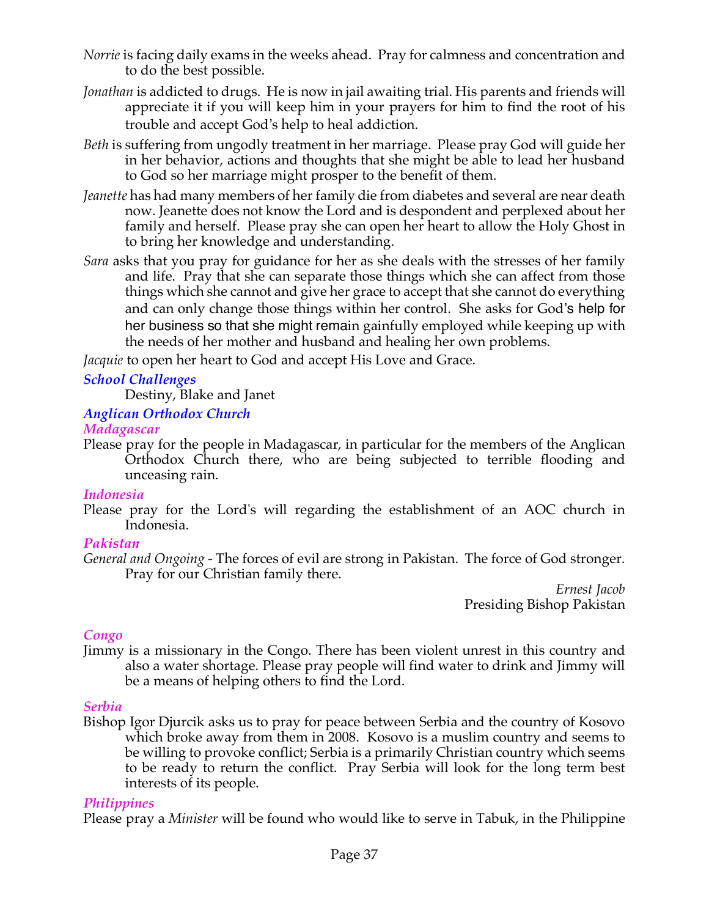*Norrie* is facing daily exams in the weeks ahead. Pray for calmness and concentration and to do the best possible.

*Jonathan* is addicted to drugs. He is now in jail awaiting trial. His parents and friends will appreciate it if you will keep him in your prayers for him to find the root of his trouble and accept God's help to heal addiction.

*Beth* is suffering from ungodly treatment in her marriage. Please pray God will guide her in her behavior, actions and thoughts that she might be able to lead her husband to God so her marriage might prosper to the benefit of them.

*Jeanette* has had many members of her family die from diabetes and several are near death now. Jeanette does not know the Lord and is despondent and perplexed about her family and herself. Please pray she can open her heart to allow the Holy Ghost in to bring her knowledge and understanding.

*Sara* asks that you pray for guidance for her as she deals with the stresses of her family and life. Pray that she can separate those things which she can affect from those things which she cannot and give her grace to accept that she cannot do everything and can only change those things within her control. She asks for God's help for her business so that she might remain gainfully employed while keeping up with the needs of her mother and husband and healing her own problems.

*Jacquie* to open her heart to God and accept His Love and Grace.

### *School Challenges*

Destiny, Blake and Janet

### *Anglican Orthodox Church*

#### *Madagascar*

Please pray for the people in Madagascar, in particular for the members of the Anglican Orthodox Church there, who are being subjected to terrible flooding and unceasing rain.

#### *Indonesia*

Please pray for the Lord's will regarding the establishment of an AOC church in Indonesia.

#### *Pakistan*

*General and Ongoing* - The forces of evil are strong in Pakistan. The force of God stronger. Pray for our Christian family there.

*Ernest Jacob*
Presiding Bishop Pakistan

#### *Congo*

Jimmy is a missionary in the Congo. There has been violent unrest in this country and also a water shortage. Please pray people will find water to drink and Jimmy will be a means of helping others to find the Lord.

#### *Serbia*

Bishop Igor Djurcik asks us to pray for peace between Serbia and the country of Kosovo which broke away from them in 2008. Kosovo is a muslim country and seems to be willing to provoke conflict; Serbia is a primarily Christian country which seems to be ready to return the conflict. Pray Serbia will look for the long term best interests of its people.

#### *Philippines*

Please pray a *Minister* will be found who would like to serve in Tabuk, in the Philippine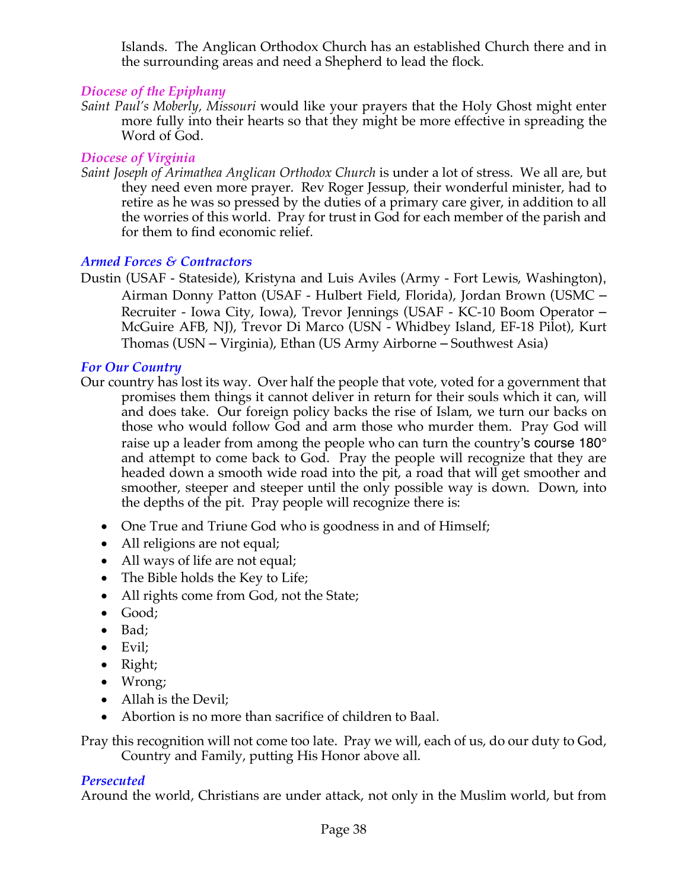Islands. The Anglican Orthodox Church has an established Church there and in the surrounding areas and need a Shepherd to lead the flock.

### *Diocese of the Epiphany*

*Saint Paul's Moberly, Missouri* would like your prayers that the Holy Ghost might enter more fully into their hearts so that they might be more effective in spreading the Word of God.

### *Diocese of Virginia*

*Saint Joseph of Arimathea Anglican Orthodox Church* is under a lot of stress. We all are, but they need even more prayer. Rev Roger Jessup, their wonderful minister, had to retire as he was so pressed by the duties of a primary care giver, in addition to all the worries of this world. Pray for trust in God for each member of the parish and for them to find economic relief.

### *Armed Forces & Contractors*

Dustin (USAF - Stateside), Kristyna and Luis Aviles (Army - Fort Lewis, Washington), Airman Donny Patton (USAF - Hulbert Field, Florida), Jordan Brown (USMC – Recruiter - Iowa City, Iowa), Trevor Jennings (USAF - KC-10 Boom Operator – McGuire AFB, NJ), Trevor Di Marco (USN - Whidbey Island, EF-18 Pilot), Kurt Thomas (USN – Virginia), Ethan (US Army Airborne – Southwest Asia)

### *For Our Country*

Our country has lost its way. Over half the people that vote, voted for a government that promises them things it cannot deliver in return for their souls which it can, will and does take. Our foreign policy backs the rise of Islam, we turn our backs on those who would follow God and arm those who murder them. Pray God will raise up a leader from among the people who can turn the country's course 180° and attempt to come back to God. Pray the people will recognize that they are headed down a smooth wide road into the pit, a road that will get smoother and smoother, steeper and steeper until the only possible way is down. Down, into the depths of the pit. Pray people will recognize there is:

- One True and Triune God who is goodness in and of Himself;
- All religions are not equal;
- All ways of life are not equal;
- The Bible holds the Key to Life;
- All rights come from God, not the State;
- Good;
- Bad;
- Evil;
- Right;
- Wrong;
- Allah is the Devil;
- Abortion is no more than sacrifice of children to Baal.

Pray this recognition will not come too late. Pray we will, each of us, do our duty to God, Country and Family, putting His Honor above all.

### *Persecuted*

Around the world, Christians are under attack, not only in the Muslim world, but from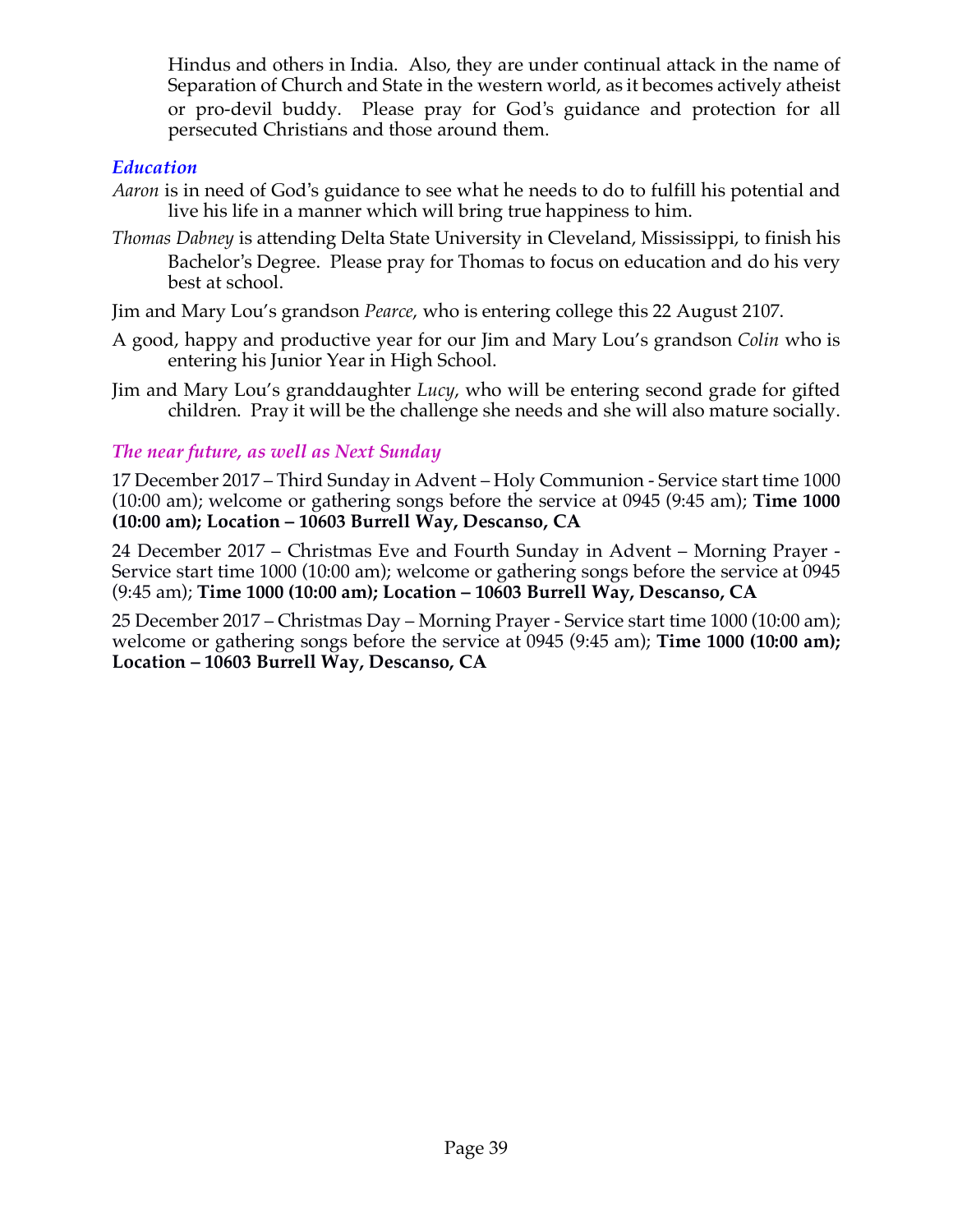Hindus and others in India. Also, they are under continual attack in the name of Separation of Church and State in the western world, as it becomes actively atheist or pro-devil buddy. Please pray for God's guidance and protection for all persecuted Christians and those around them.

### *Education*

*Aaron* is in need of God's guidance to see what he needs to do to fulfill his potential and live his life in a manner which will bring true happiness to him.

*Thomas Dabney* is attending Delta State University in Cleveland, Mississippi, to finish his Bachelor's Degree. Please pray for Thomas to focus on education and do his very best at school.

Jim and Mary Lou's grandson *Pearce*, who is entering college this 22 August 2107.

A good, happy and productive year for our Jim and Mary Lou's grandson *Colin* who is entering his Junior Year in High School.

Jim and Mary Lou's granddaughter *Lucy*, who will be entering second grade for gifted children. Pray it will be the challenge she needs and she will also mature socially.

### *The near future, as well as Next Sunday*

17 December 2017 – Third Sunday in Advent – Holy Communion - Service start time 1000 (10:00 am); welcome or gathering songs before the service at 0945 (9:45 am); **Time 1000 (10:00 am); Location – 10603 Burrell Way, Descanso, CA**

24 December 2017 – Christmas Eve and Fourth Sunday in Advent – Morning Prayer - Service start time 1000 (10:00 am); welcome or gathering songs before the service at 0945 (9:45 am); **Time 1000 (10:00 am); Location – 10603 Burrell Way, Descanso, CA**

25 December 2017 – Christmas Day – Morning Prayer - Service start time 1000 (10:00 am); welcome or gathering songs before the service at 0945 (9:45 am); **Time 1000 (10:00 am); Location – 10603 Burrell Way, Descanso, CA**